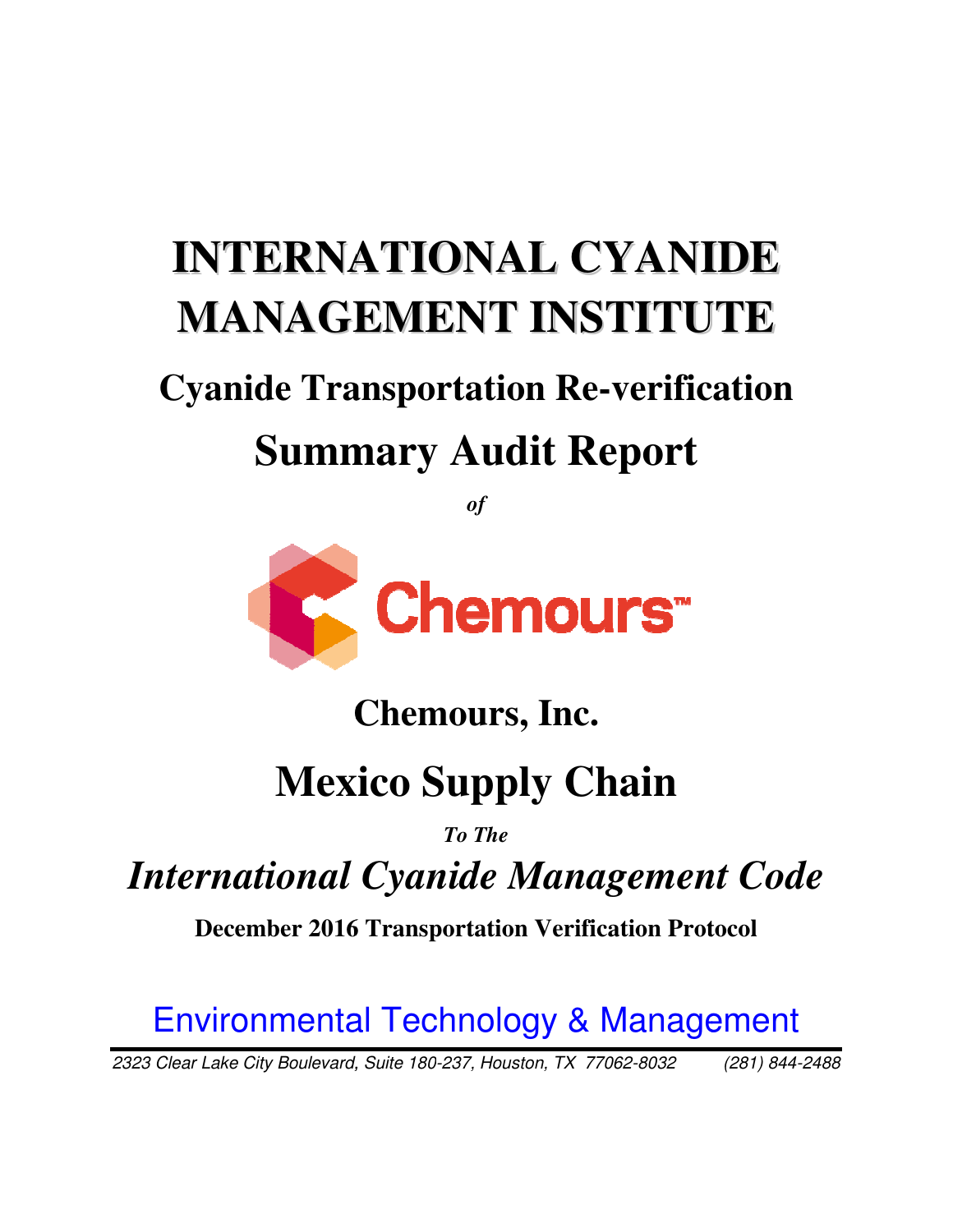# INTERNATIONAL CYANIDE MANAGEMENT INSTITUTE

## Cyanide Transportation Re-verification

# Summary Audit Report

*of*

Chemours™

## Chemours, Inc.

# Mexico Supply Chain

*To The*

## *International Cyanide Management Code*

**December 2016 Transportation Verification Protocol**

Environmental Technology & Management

*2323 Clear Lake City Boulevard, Suite 180-237, Houston, TX 77062-8032 (281) 844-2488*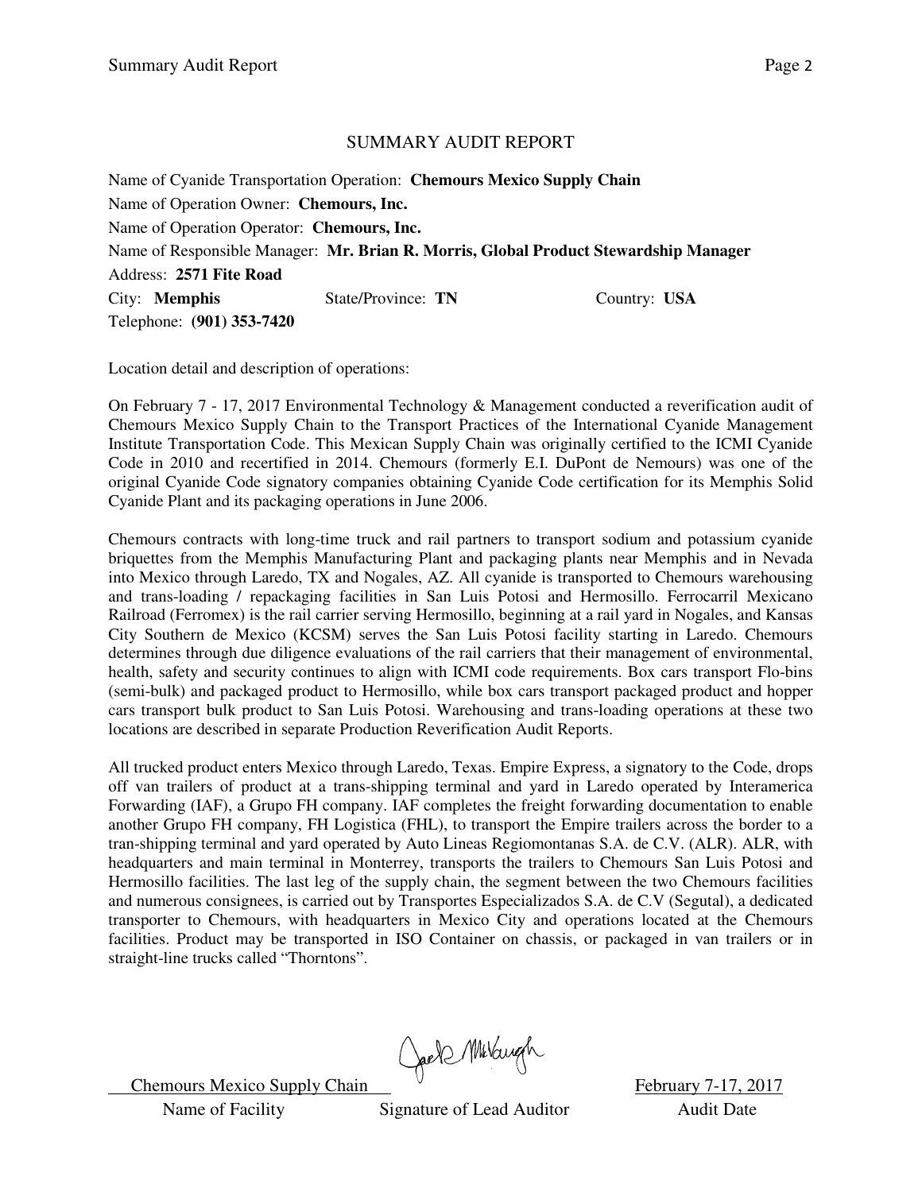# SUMMARY AUDIT REPORT

Name of Cyanide Transportation Operation: **Chemours Mexico Supply Chain**

Name of Operation Owner: **Chemours, Inc.**

Name of Operation Operator: **Chemours, Inc.**

Name of Responsible Manager: **Mr. Brian R. Morris, Global Product Stewardship Manager**

Address: **2571 Fite Road**

City: **Memphis** State/Province: **TN** Country: **USA**

Telephone: **(901) 353-7420**

Location detail and description of operations:

On February 7 - 17, 2017 Environmental Technology & Management conducted a reverification audit of Chemours Mexico Supply Chain to the Transport Practices of the International Cyanide Management Institute Transportation Code. This Mexican Supply Chain was originally certified to the ICMI Cyanide Code in 2010 and recertified in 2014. Chemours (formerly E.I. DuPont de Nemours) was one of the original Cyanide Code signatory companies obtaining Cyanide Code certification for its Memphis Solid Cyanide Plant and its packaging operations in June 2006.

Chemours contracts with long-time truck and rail partners to transport sodium and potassium cyanide briquettes from the Memphis Manufacturing Plant and packaging plants near Memphis and in Nevada into Mexico through Laredo, TX and Nogales, AZ. All cyanide is transported to Chemours warehousing and trans-loading / repackaging facilities in San Luis Potosi and Hermosillo. Ferrocarril Mexicano Railroad (Ferromex) is the rail carrier serving Hermosillo, beginning at a rail yard in Nogales, and Kansas City Southern de Mexico (KCSM) serves the San Luis Potosi facility starting in Laredo. Chemours determines through due diligence evaluations of the rail carriers that their management of environmental, health, safety and security continues to align with ICMI code requirements. Box cars transport Flo-bins (semi-bulk) and packaged product to Hermosillo, while box cars transport packaged product and hopper cars transport bulk product to San Luis Potosi. Warehousing and trans-loading operations at these two locations are described in separate Production Reverification Audit Reports.

All trucked product enters Mexico through Laredo, Texas. Empire Express, a signatory to the Code, drops off van trailers of product at a trans-shipping terminal and yard in Laredo operated by Interamerica Forwarding (IAF), a Grupo FH company. IAF completes the freight forwarding documentation to enable another Grupo FH company, FH Logistica (FHL), to transport the Empire trailers across the border to a tran-shipping terminal and yard operated by Auto Lineas Regiomontanas S.A. de C.V. (ALR). ALR, with headquarters and main terminal in Monterrey, transports the trailers to Chemours San Luis Potosi and Hermosillo facilities. The last leg of the supply chain, the segment between the two Chemours facilities and numerous consignees, is carried out by Transportes Especializados S.A. de C.V (Segutal), a dedicated transporter to Chemours, with headquarters in Mexico City and operations located at the Chemours facilities. Product may be transported in ISO Container on chassis, or packaged in van trailers or in straight-line trucks called "Thorntons".

| Chemours Mexico Supply Chain | [Signature] | February 7-17, 2017 |
|---|---|---|
| Name of Facility | Signature of Lead Auditor | Audit Date |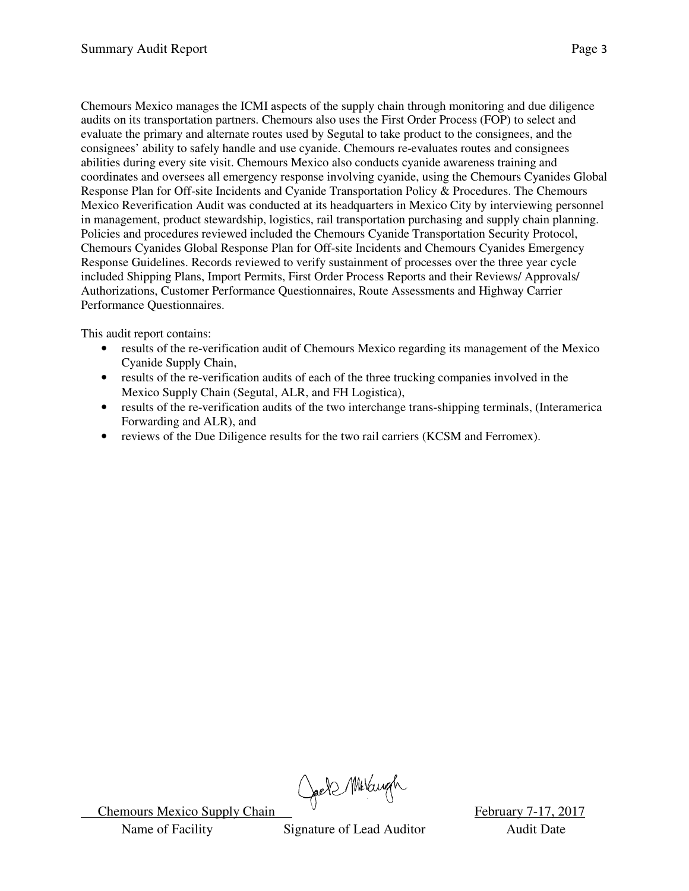Chemours Mexico manages the ICMI aspects of the supply chain through monitoring and due diligence audits on its transportation partners. Chemours also uses the First Order Process (FOP) to select and evaluate the primary and alternate routes used by Segutal to take product to the consignees, and the consignees' ability to safely handle and use cyanide. Chemours re-evaluates routes and consignees abilities during every site visit. Chemours Mexico also conducts cyanide awareness training and coordinates and oversees all emergency response involving cyanide, using the Chemours Cyanides Global Response Plan for Off-site Incidents and Cyanide Transportation Policy & Procedures. The Chemours Mexico Reverification Audit was conducted at its headquarters in Mexico City by interviewing personnel in management, product stewardship, logistics, rail transportation purchasing and supply chain planning. Policies and procedures reviewed included the Chemours Cyanide Transportation Security Protocol, Chemours Cyanides Global Response Plan for Off-site Incidents and Chemours Cyanides Emergency Response Guidelines. Records reviewed to verify sustainment of processes over the three year cycle included Shipping Plans, Import Permits, First Order Process Reports and their Reviews/ Approvals/ Authorizations, Customer Performance Questionnaires, Route Assessments and Highway Carrier Performance Questionnaires.

This audit report contains:

- results of the re-verification audit of Chemours Mexico regarding its management of the Mexico Cyanide Supply Chain,
- results of the re-verification audits of each of the three trucking companies involved in the Mexico Supply Chain (Segutal, ALR, and FH Logistica),
- results of the re-verification audits of the two interchange trans-shipping terminals, (Interamerica Forwarding and ALR), and
- reviews of the Due Diligence results for the two rail carriers (KCSM and Ferromex).

| Chemours Mexico Supply Chain | Jack McVaugh (signature) | February 7-17, 2017 |
|---|---|---|
| Name of Facility | Signature of Lead Auditor | Audit Date |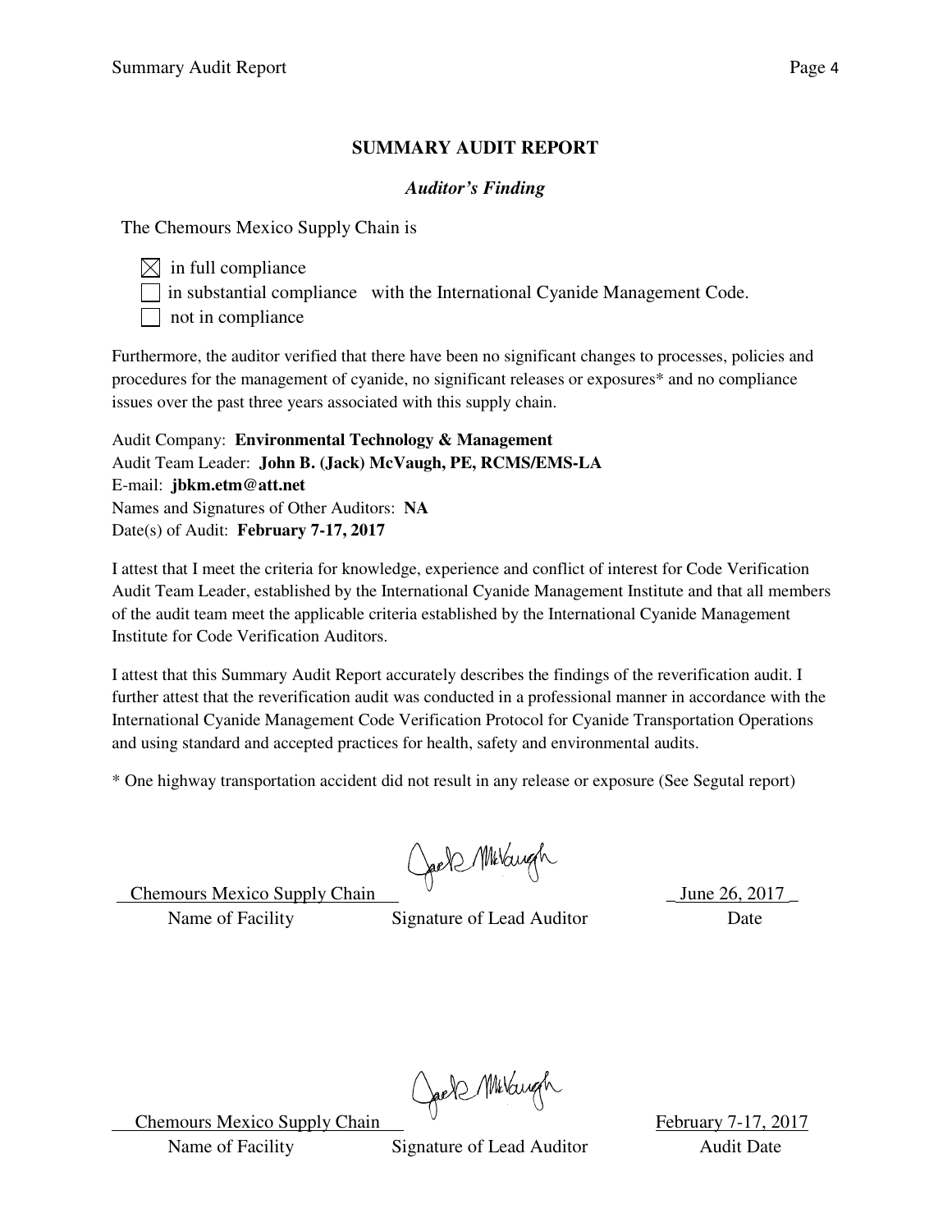## SUMMARY AUDIT REPORT

### *Auditor's Finding*

The Chemours Mexico Supply Chain is

- ☒ in full compliance
- ☐ in substantial compliance with the International Cyanide Management Code.
- ☐ not in compliance

Furthermore, the auditor verified that there have been no significant changes to processes, policies and procedures for the management of cyanide, no significant releases or exposures* and no compliance issues over the past three years associated with this supply chain.

Audit Company: **Environmental Technology & Management**
Audit Team Leader: **John B. (Jack) McVaugh, PE, RCMS/EMS-LA**
E-mail: **jbkm.etm@att.net**
Names and Signatures of Other Auditors: **NA**
Date(s) of Audit: **February 7-17, 2017**

I attest that I meet the criteria for knowledge, experience and conflict of interest for Code Verification Audit Team Leader, established by the International Cyanide Management Institute and that all members of the audit team meet the applicable criteria established by the International Cyanide Management Institute for Code Verification Auditors.

I attest that this Summary Audit Report accurately describes the findings of the reverification audit. I further attest that the reverification audit was conducted in a professional manner in accordance with the International Cyanide Management Code Verification Protocol for Cyanide Transportation Operations and using standard and accepted practices for health, safety and environmental audits.

* One highway transportation accident did not result in any release or exposure (See Segutal report)

| Chemours Mexico Supply Chain | Jack McVaugh | June 26, 2017 |
|---|---|---|
| Name of Facility | Signature of Lead Auditor | Date |

| Chemours Mexico Supply Chain | Jack McVaugh | February 7-17, 2017 |
|---|---|---|
| Name of Facility | Signature of Lead Auditor | Audit Date |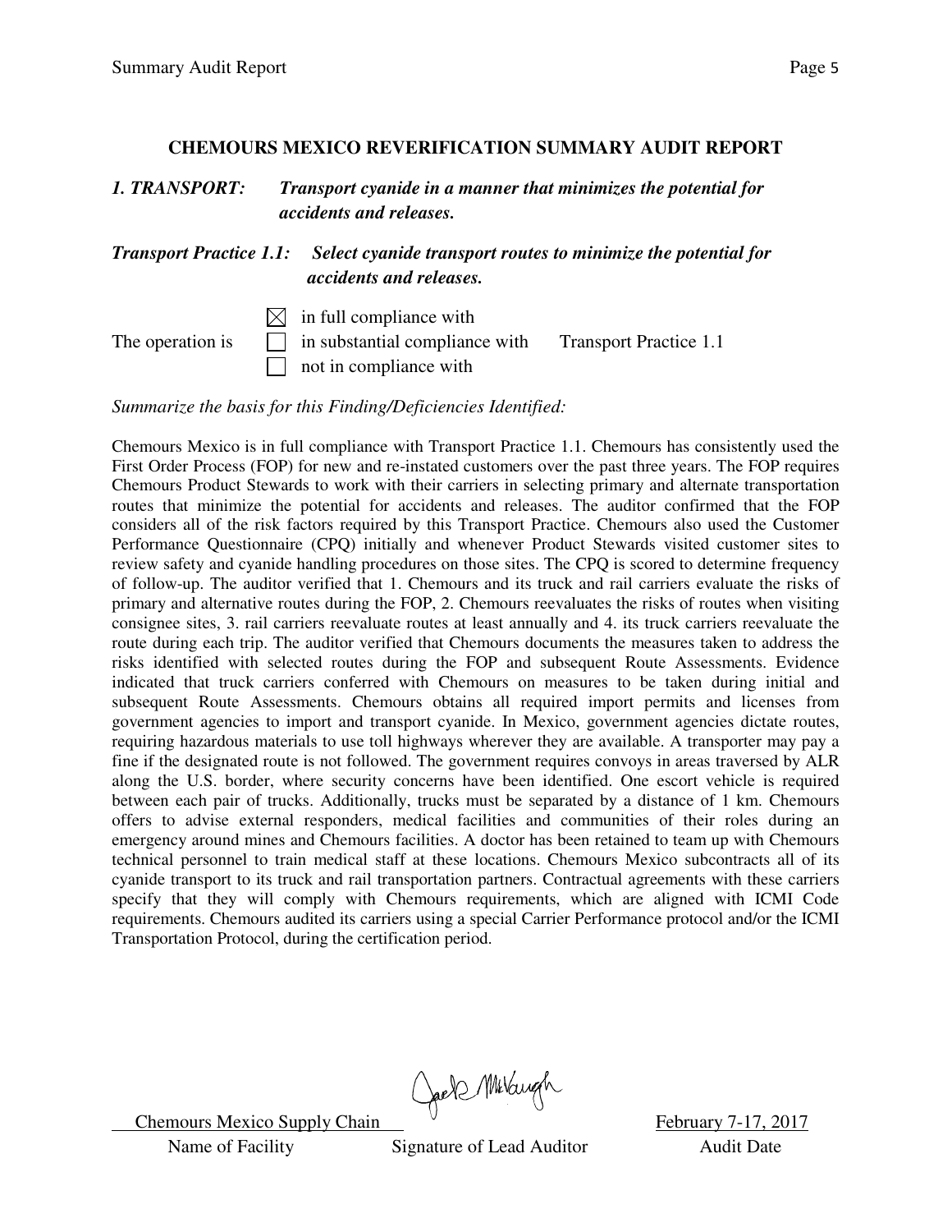## CHEMOURS MEXICO REVERIFICATION SUMMARY AUDIT REPORT

### *1. TRANSPORT: Transport cyanide in a manner that minimizes the potential for accidents and releases.*

### *Transport Practice 1.1: Select cyanide transport routes to minimize the potential for accidents and releases.*

The operation is

- ☒ in full compliance with
- ☐ in substantial compliance with
- ☐ not in compliance with

Transport Practice 1.1

*Summarize the basis for this Finding/Deficiencies Identified:*

Chemours Mexico is in full compliance with Transport Practice 1.1. Chemours has consistently used the First Order Process (FOP) for new and re-instated customers over the past three years. The FOP requires Chemours Product Stewards to work with their carriers in selecting primary and alternate transportation routes that minimize the potential for accidents and releases. The auditor confirmed that the FOP considers all of the risk factors required by this Transport Practice. Chemours also used the Customer Performance Questionnaire (CPQ) initially and whenever Product Stewards visited customer sites to review safety and cyanide handling procedures on those sites. The CPQ is scored to determine frequency of follow-up. The auditor verified that 1. Chemours and its truck and rail carriers evaluate the risks of primary and alternative routes during the FOP, 2. Chemours reevaluates the risks of routes when visiting consignee sites, 3. rail carriers reevaluate routes at least annually and 4. its truck carriers reevaluate the route during each trip. The auditor verified that Chemours documents the measures taken to address the risks identified with selected routes during the FOP and subsequent Route Assessments. Evidence indicated that truck carriers conferred with Chemours on measures to be taken during initial and subsequent Route Assessments. Chemours obtains all required import permits and licenses from government agencies to import and transport cyanide. In Mexico, government agencies dictate routes, requiring hazardous materials to use toll highways wherever they are available. A transporter may pay a fine if the designated route is not followed. The government requires convoys in areas traversed by ALR along the U.S. border, where security concerns have been identified. One escort vehicle is required between each pair of trucks. Additionally, trucks must be separated by a distance of 1 km. Chemours offers to advise external responders, medical facilities and communities of their roles during an emergency around mines and Chemours facilities. A doctor has been retained to team up with Chemours technical personnel to train medical staff at these locations. Chemours Mexico subcontracts all of its cyanide transport to its truck and rail transportation partners. Contractual agreements with these carriers specify that they will comply with Chemours requirements, which are aligned with ICMI Code requirements. Chemours audited its carriers using a special Carrier Performance protocol and/or the ICMI Transportation Protocol, during the certification period.

| Chemours Mexico Supply Chain | *(signature)* | February 7-17, 2017 |
|---|---|---|
| Name of Facility | Signature of Lead Auditor | Audit Date |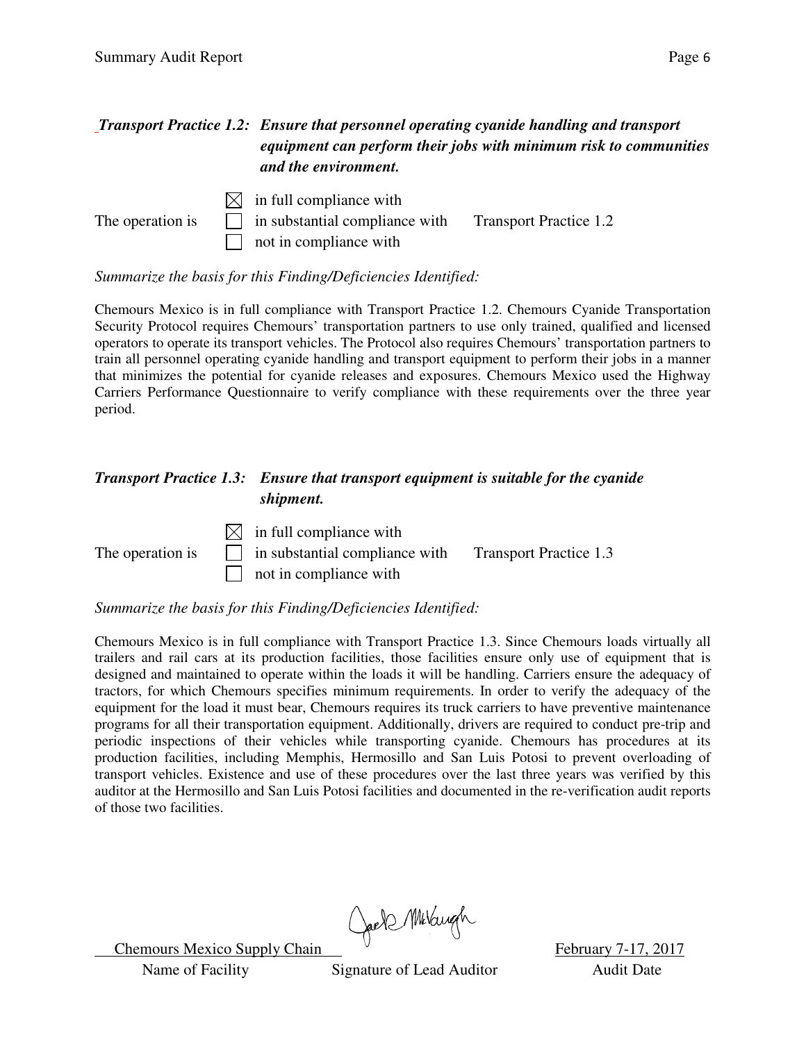***Transport Practice 1.2: Ensure that personnel operating cyanide handling and transport equipment can perform their jobs with minimum risk to communities and the environment.***

The operation is

- ☒ in full compliance with
- ☐ in substantial compliance with
- ☐ not in compliance with

Transport Practice 1.2

*Summarize the basis for this Finding/Deficiencies Identified:*

Chemours Mexico is in full compliance with Transport Practice 1.2. Chemours Cyanide Transportation Security Protocol requires Chemours' transportation partners to use only trained, qualified and licensed operators to operate its transport vehicles. The Protocol also requires Chemours' transportation partners to train all personnel operating cyanide handling and transport equipment to perform their jobs in a manner that minimizes the potential for cyanide releases and exposures. Chemours Mexico used the Highway Carriers Performance Questionnaire to verify compliance with these requirements over the three year period.

***Transport Practice 1.3: Ensure that transport equipment is suitable for the cyanide shipment.***

The operation is

- ☒ in full compliance with
- ☐ in substantial compliance with
- ☐ not in compliance with

Transport Practice 1.3

*Summarize the basis for this Finding/Deficiencies Identified:*

Chemours Mexico is in full compliance with Transport Practice 1.3. Since Chemours loads virtually all trailers and rail cars at its production facilities, those facilities ensure only use of equipment that is designed and maintained to operate within the loads it will be handling. Carriers ensure the adequacy of tractors, for which Chemours specifies minimum requirements. In order to verify the adequacy of the equipment for the load it must bear, Chemours requires its truck carriers to have preventive maintenance programs for all their transportation equipment. Additionally, drivers are required to conduct pre-trip and periodic inspections of their vehicles while transporting cyanide. Chemours has procedures at its production facilities, including Memphis, Hermosillo and San Luis Potosi to prevent overloading of transport vehicles. Existence and use of these procedures over the last three years was verified by this auditor at the Hermosillo and San Luis Potosi facilities and documented in the re-verification audit reports of those two facilities.

| Chemours Mexico Supply Chain | Jack McVaugh | February 7-17, 2017 |
|---|---|---|
| Name of Facility | Signature of Lead Auditor | Audit Date |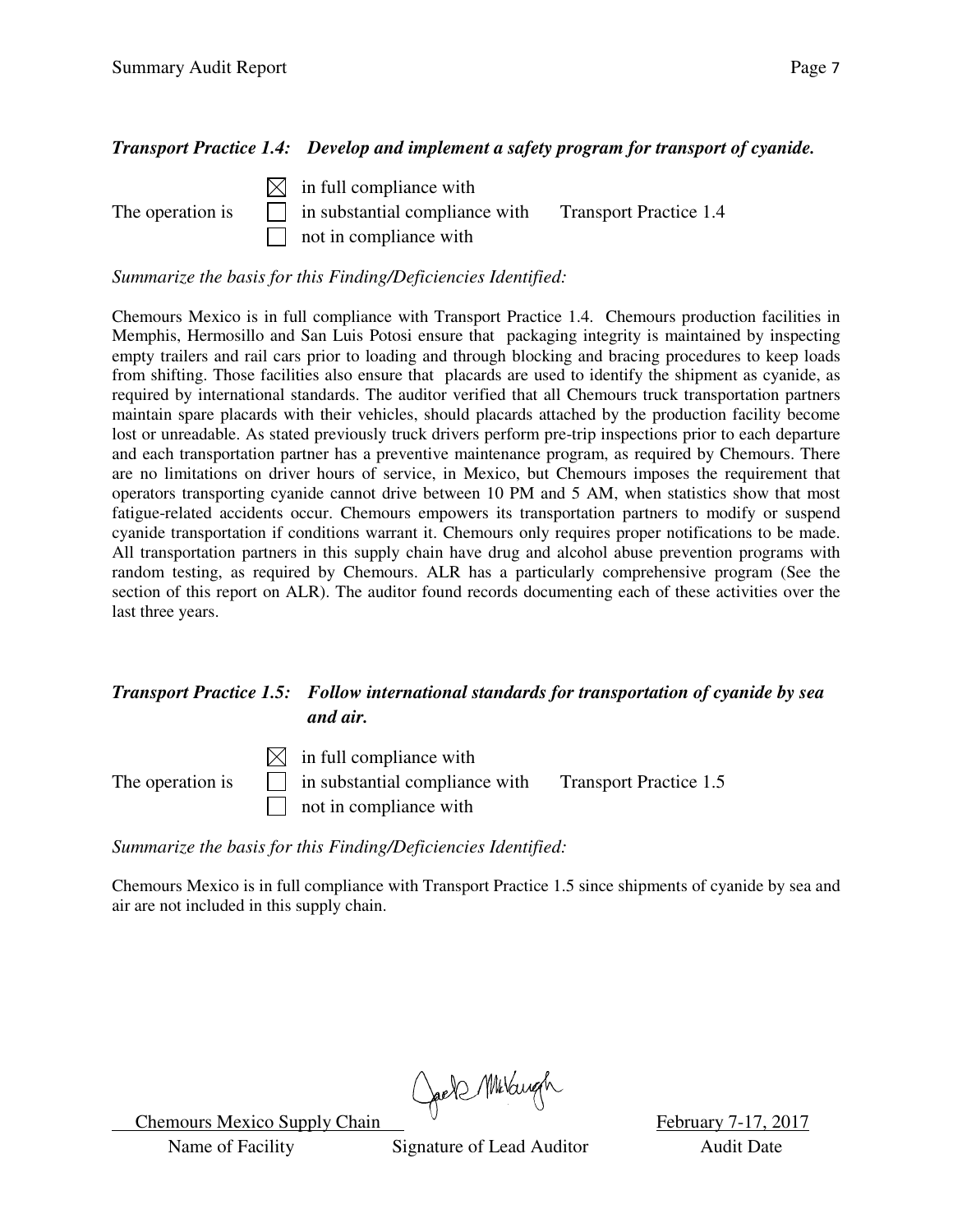***Transport Practice 1.4: Develop and implement a safety program for transport of cyanide.***

The operation is

- ☒ in full compliance with
- ☐ in substantial compliance with
- ☐ not in compliance with

Transport Practice 1.4

*Summarize the basis for this Finding/Deficiencies Identified:*

Chemours Mexico is in full compliance with Transport Practice 1.4. Chemours production facilities in Memphis, Hermosillo and San Luis Potosi ensure that packaging integrity is maintained by inspecting empty trailers and rail cars prior to loading and through blocking and bracing procedures to keep loads from shifting. Those facilities also ensure that placards are used to identify the shipment as cyanide, as required by international standards. The auditor verified that all Chemours truck transportation partners maintain spare placards with their vehicles, should placards attached by the production facility become lost or unreadable. As stated previously truck drivers perform pre-trip inspections prior to each departure and each transportation partner has a preventive maintenance program, as required by Chemours. There are no limitations on driver hours of service, in Mexico, but Chemours imposes the requirement that operators transporting cyanide cannot drive between 10 PM and 5 AM, when statistics show that most fatigue-related accidents occur. Chemours empowers its transportation partners to modify or suspend cyanide transportation if conditions warrant it. Chemours only requires proper notifications to be made. All transportation partners in this supply chain have drug and alcohol abuse prevention programs with random testing, as required by Chemours. ALR has a particularly comprehensive program (See the section of this report on ALR). The auditor found records documenting each of these activities over the last three years.

***Transport Practice 1.5: Follow international standards for transportation of cyanide by sea and air.***

The operation is

- ☒ in full compliance with
- ☐ in substantial compliance with
- ☐ not in compliance with

Transport Practice 1.5

*Summarize the basis for this Finding/Deficiencies Identified:*

Chemours Mexico is in full compliance with Transport Practice 1.5 since shipments of cyanide by sea and air are not included in this supply chain.

| Chemours Mexico Supply Chain | Jack McVaugh | February 7-17, 2017 |
|---|---|---|
| Name of Facility | Signature of Lead Auditor | Audit Date |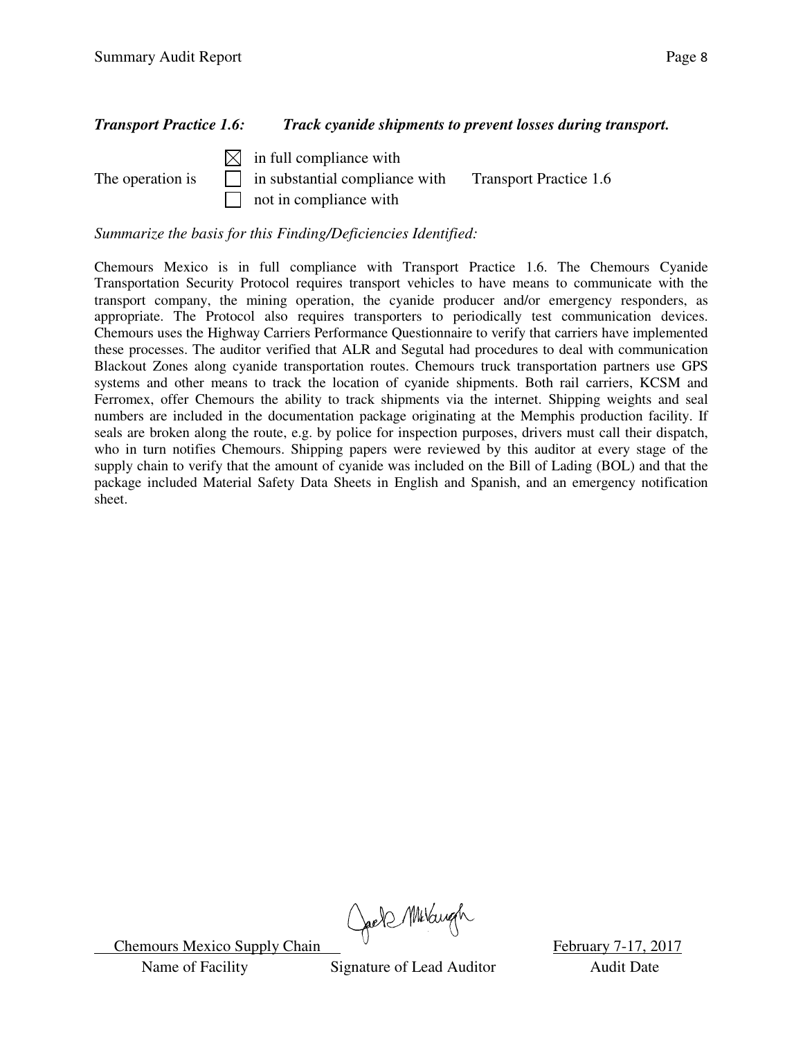***Transport Practice 1.6: Track cyanide shipments to prevent losses during transport.***

The operation is

- ☒ in full compliance with
- ☐ in substantial compliance with
- ☐ not in compliance with

Transport Practice 1.6

*Summarize the basis for this Finding/Deficiencies Identified:*

Chemours Mexico is in full compliance with Transport Practice 1.6. The Chemours Cyanide Transportation Security Protocol requires transport vehicles to have means to communicate with the transport company, the mining operation, the cyanide producer and/or emergency responders, as appropriate. The Protocol also requires transporters to periodically test communication devices. Chemours uses the Highway Carriers Performance Questionnaire to verify that carriers have implemented these processes. The auditor verified that ALR and Segutal had procedures to deal with communication Blackout Zones along cyanide transportation routes. Chemours truck transportation partners use GPS systems and other means to track the location of cyanide shipments. Both rail carriers, KCSM and Ferromex, offer Chemours the ability to track shipments via the internet. Shipping weights and seal numbers are included in the documentation package originating at the Memphis production facility. If seals are broken along the route, e.g. by police for inspection purposes, drivers must call their dispatch, who in turn notifies Chemours. Shipping papers were reviewed by this auditor at every stage of the supply chain to verify that the amount of cyanide was included on the Bill of Lading (BOL) and that the package included Material Safety Data Sheets in English and Spanish, and an emergency notification sheet.

| Chemours Mexico Supply Chain | [Signature] | February 7-17, 2017 |
|---|---|---|
| Name of Facility | Signature of Lead Auditor | Audit Date |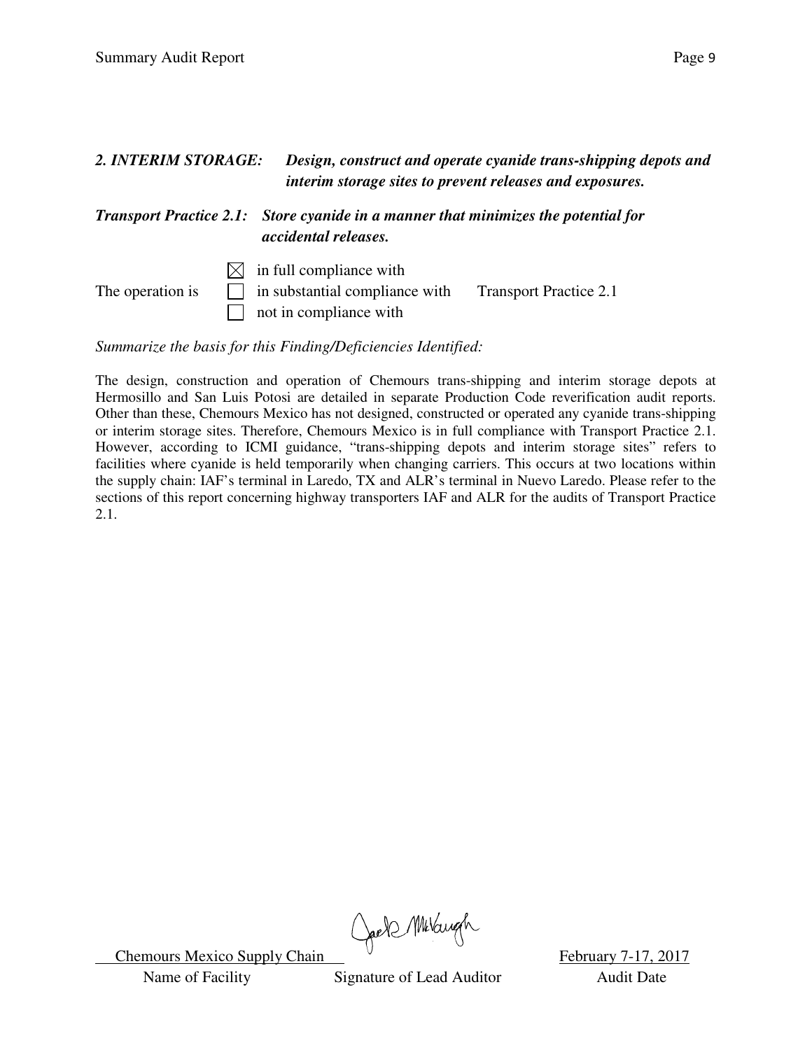***2. INTERIM STORAGE:** Design, construct and operate cyanide trans-shipping depots and interim storage sites to prevent releases and exposures.*

***Transport Practice 2.1:** Store cyanide in a manner that minimizes the potential for accidental releases.*

The operation is

- ☒ in full compliance with
- ☐ in substantial compliance with
- ☐ not in compliance with

Transport Practice 2.1

*Summarize the basis for this Finding/Deficiencies Identified:*

The design, construction and operation of Chemours trans-shipping and interim storage depots at Hermosillo and San Luis Potosi are detailed in separate Production Code reverification audit reports. Other than these, Chemours Mexico has not designed, constructed or operated any cyanide trans-shipping or interim storage sites. Therefore, Chemours Mexico is in full compliance with Transport Practice 2.1. However, according to ICMI guidance, "trans-shipping depots and interim storage sites" refers to facilities where cyanide is held temporarily when changing carriers. This occurs at two locations within the supply chain: IAF's terminal in Laredo, TX and ALR's terminal in Nuevo Laredo. Please refer to the sections of this report concerning highway transporters IAF and ALR for the audits of Transport Practice 2.1.

| Chemours Mexico Supply Chain | | February 7-17, 2017 |
|---|---|---|
| Name of Facility | Signature of Lead Auditor | Audit Date |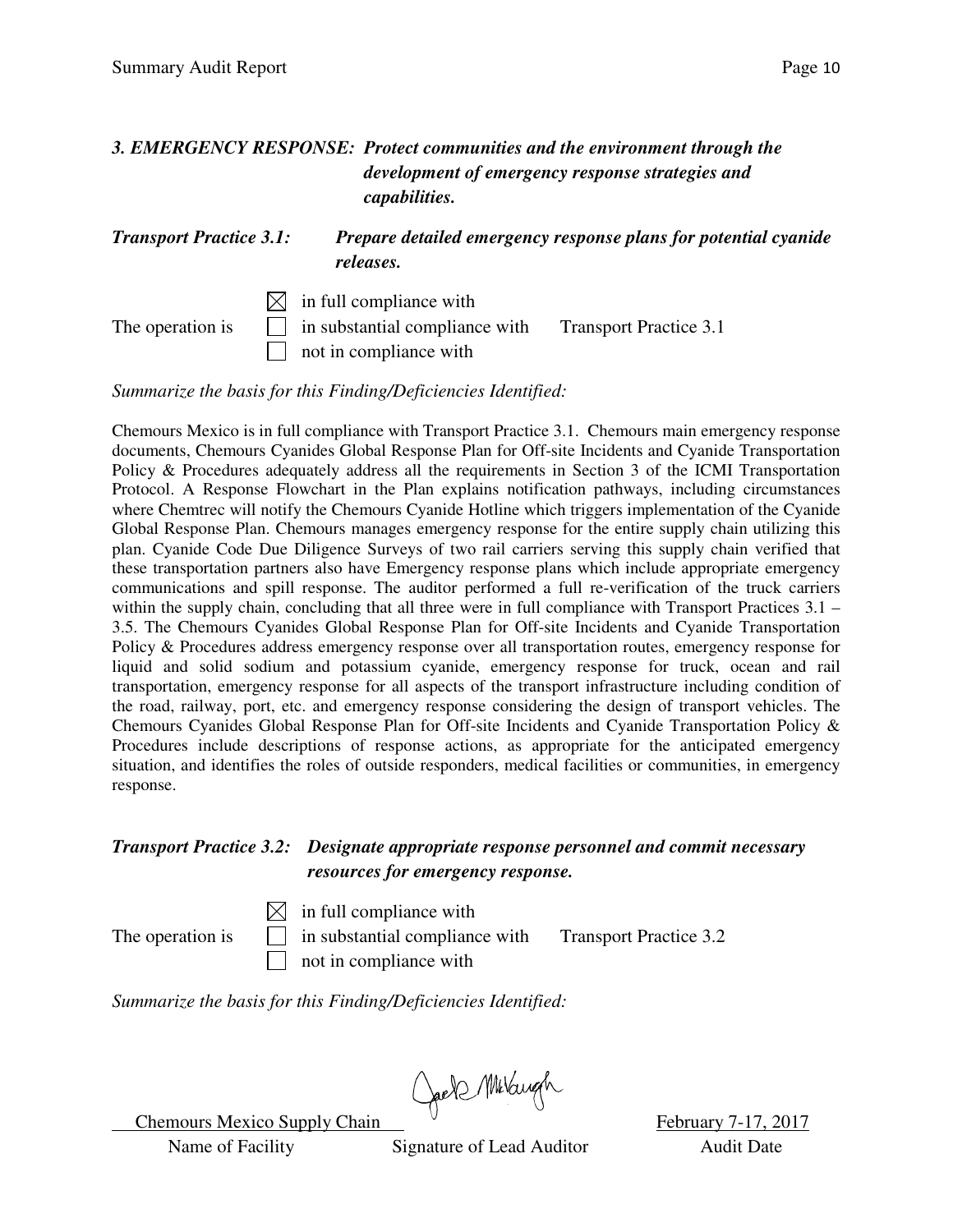### *3. EMERGENCY RESPONSE: Protect communities and the environment through the development of emergency response strategies and capabilities.*

***Transport Practice 3.1: Prepare detailed emergency response plans for potential cyanide releases.***

The operation is
- ☒ in full compliance with
- ☐ in substantial compliance with
- ☐ not in compliance with

Transport Practice 3.1

*Summarize the basis for this Finding/Deficiencies Identified:*

Chemours Mexico is in full compliance with Transport Practice 3.1. Chemours main emergency response documents, Chemours Cyanides Global Response Plan for Off-site Incidents and Cyanide Transportation Policy & Procedures adequately address all the requirements in Section 3 of the ICMI Transportation Protocol. A Response Flowchart in the Plan explains notification pathways, including circumstances where Chemtrec will notify the Chemours Cyanide Hotline which triggers implementation of the Cyanide Global Response Plan. Chemours manages emergency response for the entire supply chain utilizing this plan. Cyanide Code Due Diligence Surveys of two rail carriers serving this supply chain verified that these transportation partners also have Emergency response plans which include appropriate emergency communications and spill response. The auditor performed a full re-verification of the truck carriers within the supply chain, concluding that all three were in full compliance with Transport Practices 3.1 – 3.5. The Chemours Cyanides Global Response Plan for Off-site Incidents and Cyanide Transportation Policy & Procedures address emergency response over all transportation routes, emergency response for liquid and solid sodium and potassium cyanide, emergency response for truck, ocean and rail transportation, emergency response for all aspects of the transport infrastructure including condition of the road, railway, port, etc. and emergency response considering the design of transport vehicles. The Chemours Cyanides Global Response Plan for Off-site Incidents and Cyanide Transportation Policy & Procedures include descriptions of response actions, as appropriate for the anticipated emergency situation, and identifies the roles of outside responders, medical facilities or communities, in emergency response.

***Transport Practice 3.2: Designate appropriate response personnel and commit necessary resources for emergency response.***

The operation is
- ☒ in full compliance with
- ☐ in substantial compliance with
- ☐ not in compliance with

Transport Practice 3.2

*Summarize the basis for this Finding/Deficiencies Identified:*

| Chemours Mexico Supply Chain | [Signature] | February 7-17, 2017 |
|---|---|---|
| Name of Facility | Signature of Lead Auditor | Audit Date |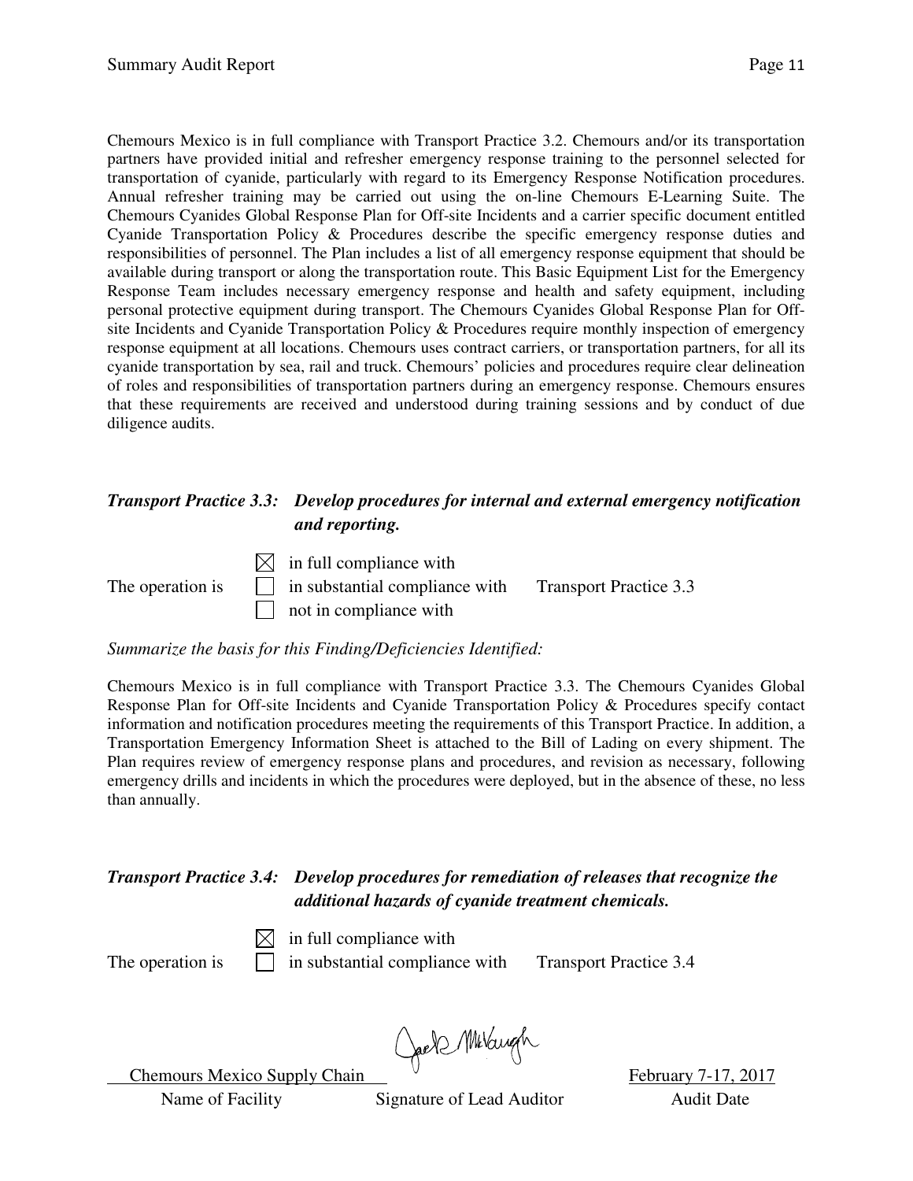Chemours Mexico is in full compliance with Transport Practice 3.2. Chemours and/or its transportation partners have provided initial and refresher emergency response training to the personnel selected for transportation of cyanide, particularly with regard to its Emergency Response Notification procedures. Annual refresher training may be carried out using the on-line Chemours E-Learning Suite. The Chemours Cyanides Global Response Plan for Off-site Incidents and a carrier specific document entitled Cyanide Transportation Policy & Procedures describe the specific emergency response duties and responsibilities of personnel. The Plan includes a list of all emergency response equipment that should be available during transport or along the transportation route. This Basic Equipment List for the Emergency Response Team includes necessary emergency response and health and safety equipment, including personal protective equipment during transport. The Chemours Cyanides Global Response Plan for Off-site Incidents and Cyanide Transportation Policy & Procedures require monthly inspection of emergency response equipment at all locations. Chemours uses contract carriers, or transportation partners, for all its cyanide transportation by sea, rail and truck. Chemours' policies and procedures require clear delineation of roles and responsibilities of transportation partners during an emergency response. Chemours ensures that these requirements are received and understood during training sessions and by conduct of due diligence audits.

***Transport Practice 3.3: Develop procedures for internal and external emergency notification and reporting.***

The operation is

- ☒ in full compliance with
- ☐ in substantial compliance with
- ☐ not in compliance with

Transport Practice 3.3

*Summarize the basis for this Finding/Deficiencies Identified:*

Chemours Mexico is in full compliance with Transport Practice 3.3. The Chemours Cyanides Global Response Plan for Off-site Incidents and Cyanide Transportation Policy & Procedures specify contact information and notification procedures meeting the requirements of this Transport Practice. In addition, a Transportation Emergency Information Sheet is attached to the Bill of Lading on every shipment. The Plan requires review of emergency response plans and procedures, and revision as necessary, following emergency drills and incidents in which the procedures were deployed, but in the absence of these, no less than annually.

***Transport Practice 3.4: Develop procedures for remediation of releases that recognize the additional hazards of cyanide treatment chemicals.***

The operation is

- ☒ in full compliance with
- ☐ in substantial compliance with

Transport Practice 3.4

| Chemours Mexico Supply Chain | Jack McVaugh | February 7-17, 2017 |
|---|---|---|
| Name of Facility | Signature of Lead Auditor | Audit Date |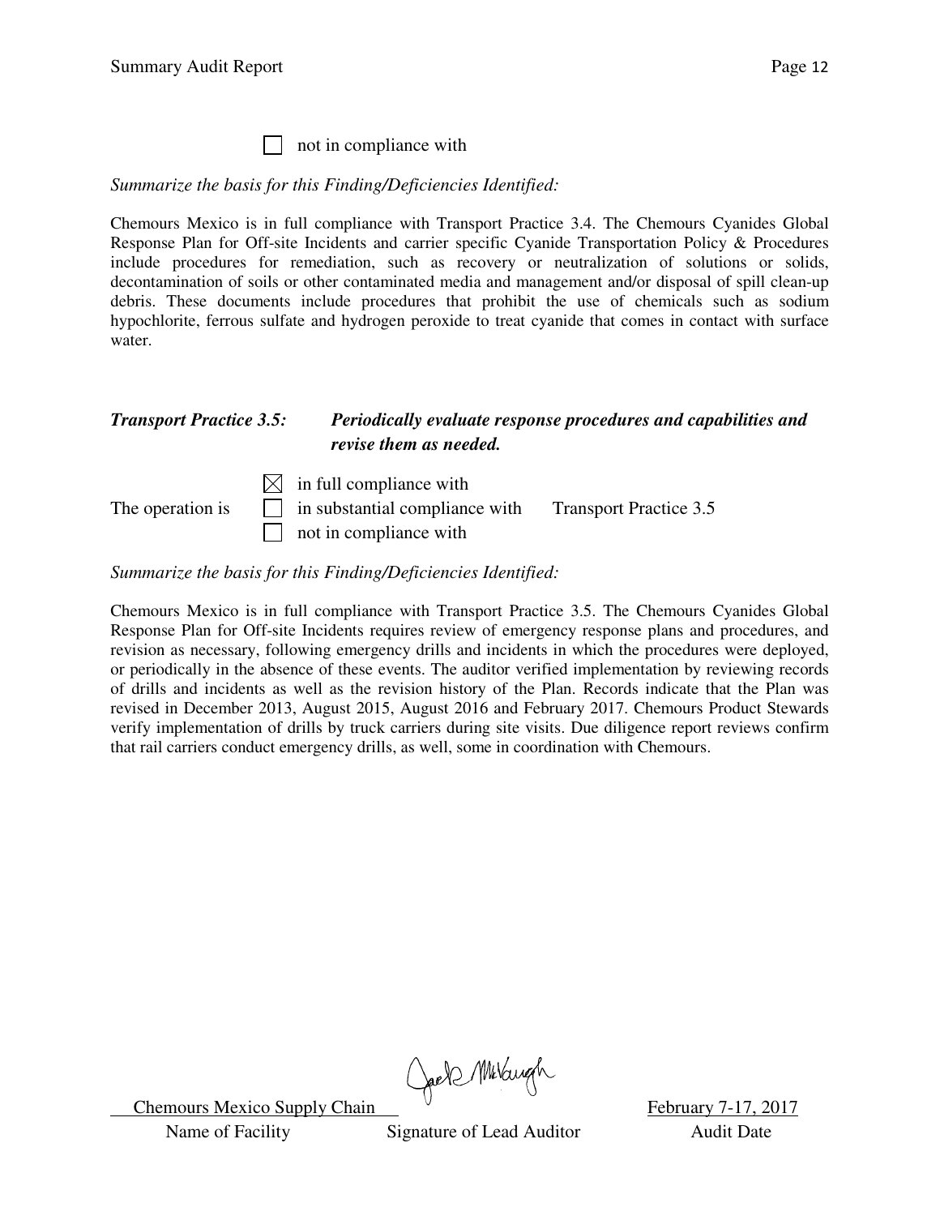☐ not in compliance with

*Summarize the basis for this Finding/Deficiencies Identified:*

Chemours Mexico is in full compliance with Transport Practice 3.4. The Chemours Cyanides Global Response Plan for Off-site Incidents and carrier specific Cyanide Transportation Policy & Procedures include procedures for remediation, such as recovery or neutralization of solutions or solids, decontamination of soils or other contaminated media and management and/or disposal of spill clean-up debris. These documents include procedures that prohibit the use of chemicals such as sodium hypochlorite, ferrous sulfate and hydrogen peroxide to treat cyanide that comes in contact with surface water.

***Transport Practice 3.5: Periodically evaluate response procedures and capabilities and revise them as needed.***

The operation is
☒ in full compliance with
☐ in substantial compliance with Transport Practice 3.5
☐ not in compliance with

*Summarize the basis for this Finding/Deficiencies Identified:*

Chemours Mexico is in full compliance with Transport Practice 3.5. The Chemours Cyanides Global Response Plan for Off-site Incidents requires review of emergency response plans and procedures, and revision as necessary, following emergency drills and incidents in which the procedures were deployed, or periodically in the absence of these events. The auditor verified implementation by reviewing records of drills and incidents as well as the revision history of the Plan. Records indicate that the Plan was revised in December 2013, August 2015, August 2016 and February 2017. Chemours Product Stewards verify implementation of drills by truck carriers during site visits. Due diligence report reviews confirm that rail carriers conduct emergency drills, as well, some in coordination with Chemours.

| Chemours Mexico Supply Chain | Jack McVaugh | February 7-17, 2017 |
|---|---|---|
| Name of Facility | Signature of Lead Auditor | Audit Date |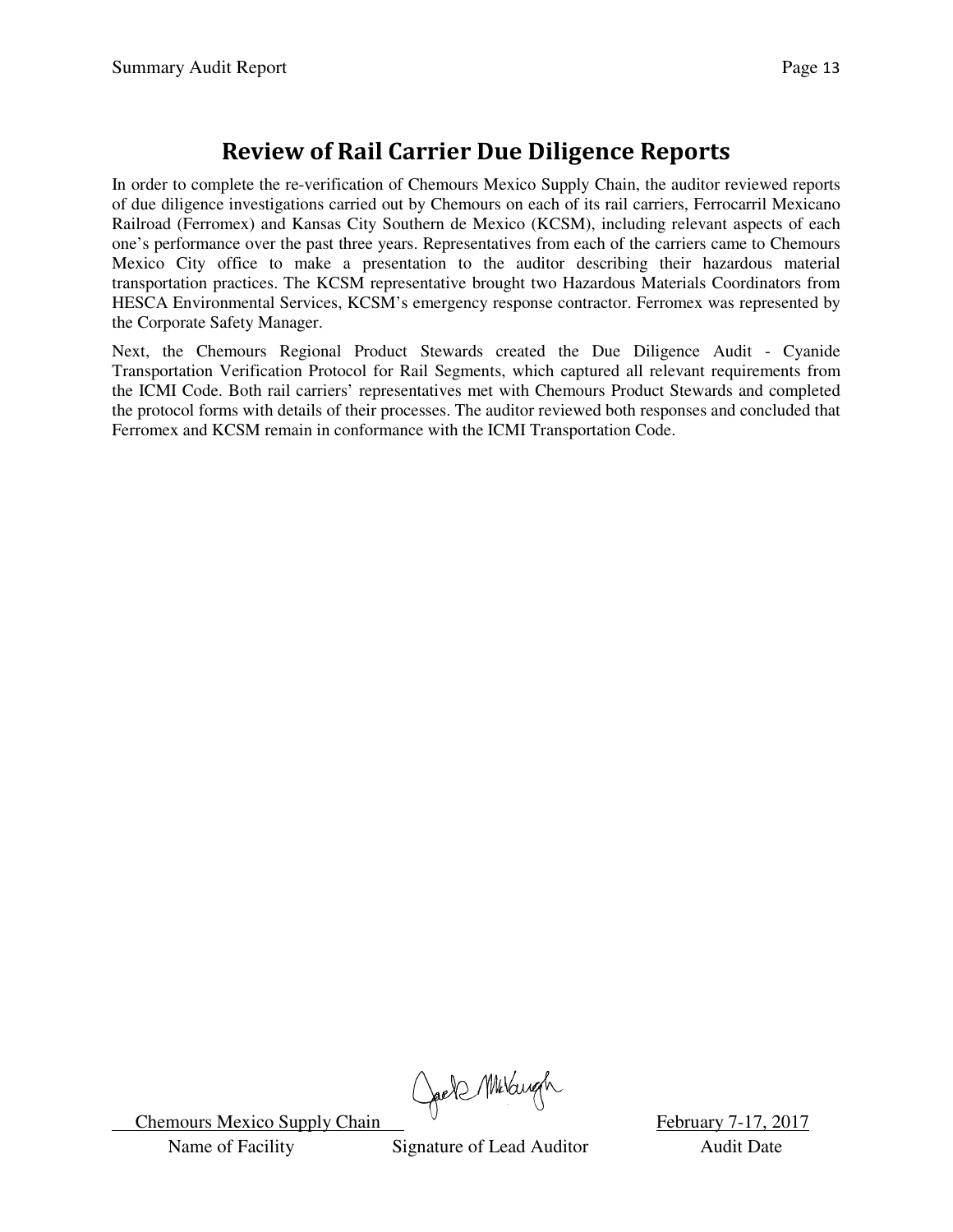## Review of Rail Carrier Due Diligence Reports

In order to complete the re-verification of Chemours Mexico Supply Chain, the auditor reviewed reports of due diligence investigations carried out by Chemours on each of its rail carriers, Ferrocarril Mexicano Railroad (Ferromex) and Kansas City Southern de Mexico (KCSM), including relevant aspects of each one's performance over the past three years. Representatives from each of the carriers came to Chemours Mexico City office to make a presentation to the auditor describing their hazardous material transportation practices. The KCSM representative brought two Hazardous Materials Coordinators from HESCA Environmental Services, KCSM's emergency response contractor. Ferromex was represented by the Corporate Safety Manager.

Next, the Chemours Regional Product Stewards created the Due Diligence Audit - Cyanide Transportation Verification Protocol for Rail Segments, which captured all relevant requirements from the ICMI Code. Both rail carriers' representatives met with Chemours Product Stewards and completed the protocol forms with details of their processes. The auditor reviewed both responses and concluded that Ferromex and KCSM remain in conformance with the ICMI Transportation Code.

| Chemours Mexico Supply Chain | [Signature] | February 7-17, 2017 |
|---|---|---|
| Name of Facility | Signature of Lead Auditor | Audit Date |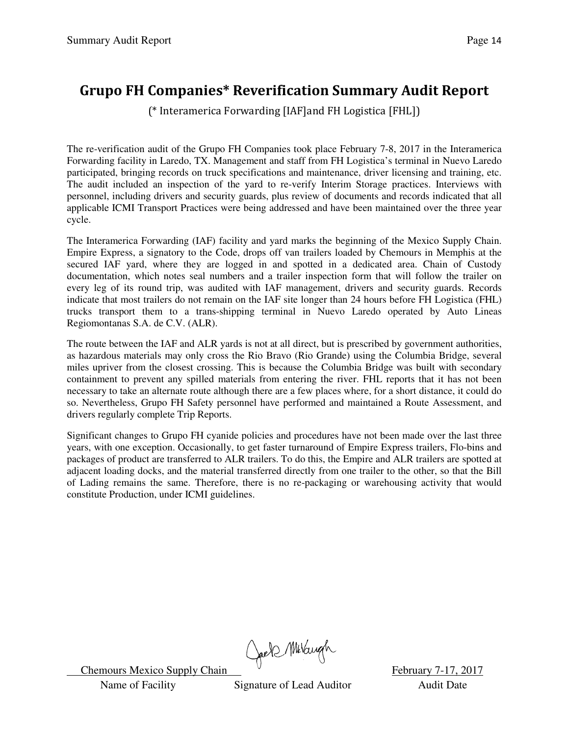# Grupo FH Companies* Reverification Summary Audit Report

(* Interamerica Forwarding [IAF]and FH Logistica [FHL])

The re-verification audit of the Grupo FH Companies took place February 7-8, 2017 in the Interamerica Forwarding facility in Laredo, TX. Management and staff from FH Logistica's terminal in Nuevo Laredo participated, bringing records on truck specifications and maintenance, driver licensing and training, etc. The audit included an inspection of the yard to re-verify Interim Storage practices. Interviews with personnel, including drivers and security guards, plus review of documents and records indicated that all applicable ICMI Transport Practices were being addressed and have been maintained over the three year cycle.

The Interamerica Forwarding (IAF) facility and yard marks the beginning of the Mexico Supply Chain. Empire Express, a signatory to the Code, drops off van trailers loaded by Chemours in Memphis at the secured IAF yard, where they are logged in and spotted in a dedicated area. Chain of Custody documentation, which notes seal numbers and a trailer inspection form that will follow the trailer on every leg of its round trip, was audited with IAF management, drivers and security guards. Records indicate that most trailers do not remain on the IAF site longer than 24 hours before FH Logistica (FHL) trucks transport them to a trans-shipping terminal in Nuevo Laredo operated by Auto Lineas Regiomontanas S.A. de C.V. (ALR).

The route between the IAF and ALR yards is not at all direct, but is prescribed by government authorities, as hazardous materials may only cross the Rio Bravo (Rio Grande) using the Columbia Bridge, several miles upriver from the closest crossing. This is because the Columbia Bridge was built with secondary containment to prevent any spilled materials from entering the river. FHL reports that it has not been necessary to take an alternate route although there are a few places where, for a short distance, it could do so. Nevertheless, Grupo FH Safety personnel have performed and maintained a Route Assessment, and drivers regularly complete Trip Reports.

Significant changes to Grupo FH cyanide policies and procedures have not been made over the last three years, with one exception. Occasionally, to get faster turnaround of Empire Express trailers, Flo-bins and packages of product are transferred to ALR trailers. To do this, the Empire and ALR trailers are spotted at adjacent loading docks, and the material transferred directly from one trailer to the other, so that the Bill of Lading remains the same. Therefore, there is no re-packaging or warehousing activity that would constitute Production, under ICMI guidelines.

| Chemours Mexico Supply Chain | Jack McVaugh | February 7-17, 2017 |
|---|---|---|
| Name of Facility | Signature of Lead Auditor | Audit Date |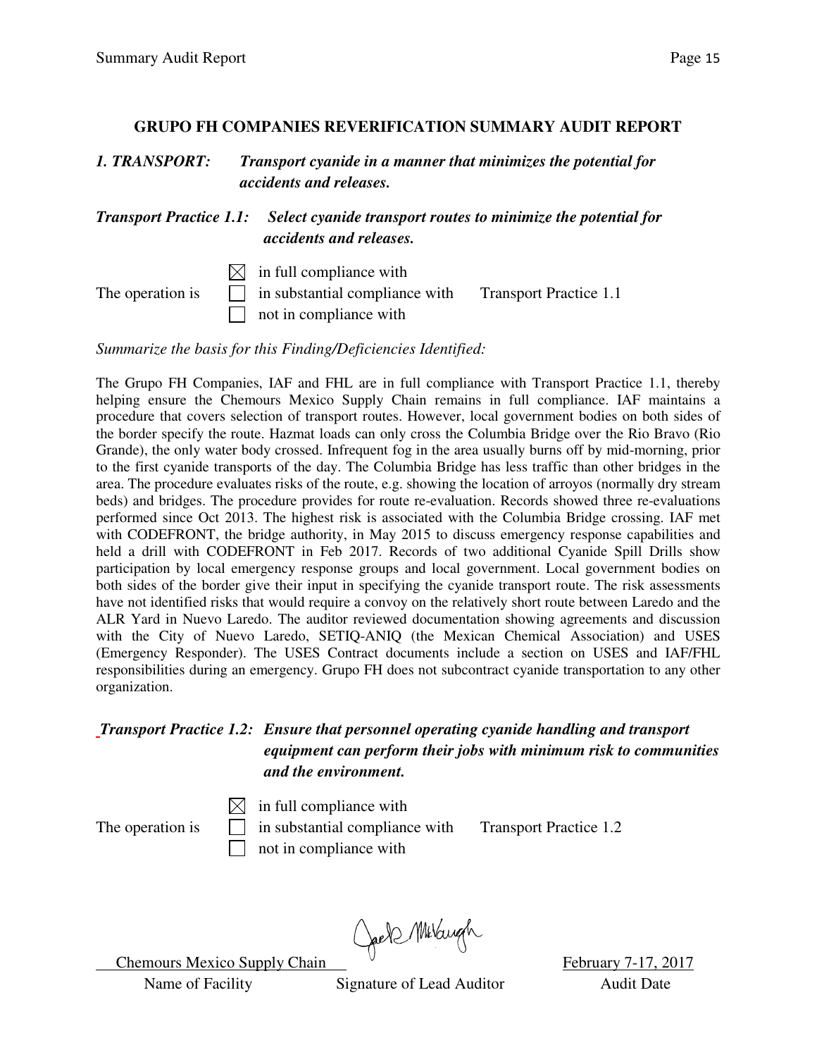## GRUPO FH COMPANIES REVERIFICATION SUMMARY AUDIT REPORT

### *1. TRANSPORT: Transport cyanide in a manner that minimizes the potential for accidents and releases.*

#### *Transport Practice 1.1: Select cyanide transport routes to minimize the potential for accidents and releases.*

The operation is
- ☒ in full compliance with
- ☐ in substantial compliance with
- ☐ not in compliance with

Transport Practice 1.1

*Summarize the basis for this Finding/Deficiencies Identified:*

The Grupo FH Companies, IAF and FHL are in full compliance with Transport Practice 1.1, thereby helping ensure the Chemours Mexico Supply Chain remains in full compliance. IAF maintains a procedure that covers selection of transport routes. However, local government bodies on both sides of the border specify the route. Hazmat loads can only cross the Columbia Bridge over the Rio Bravo (Rio Grande), the only water body crossed. Infrequent fog in the area usually burns off by mid-morning, prior to the first cyanide transports of the day. The Columbia Bridge has less traffic than other bridges in the area. The procedure evaluates risks of the route, e.g. showing the location of arroyos (normally dry stream beds) and bridges. The procedure provides for route re-evaluation. Records showed three re-evaluations performed since Oct 2013. The highest risk is associated with the Columbia Bridge crossing. IAF met with CODEFRONT, the bridge authority, in May 2015 to discuss emergency response capabilities and held a drill with CODEFRONT in Feb 2017. Records of two additional Cyanide Spill Drills show participation by local emergency response groups and local government. Local government bodies on both sides of the border give their input in specifying the cyanide transport route. The risk assessments have not identified risks that would require a convoy on the relatively short route between Laredo and the ALR Yard in Nuevo Laredo. The auditor reviewed documentation showing agreements and discussion with the City of Nuevo Laredo, SETIQ-ANIQ (the Mexican Chemical Association) and USES (Emergency Responder). The USES Contract documents include a section on USES and IAF/FHL responsibilities during an emergency. Grupo FH does not subcontract cyanide transportation to any other organization.

#### *Transport Practice 1.2: Ensure that personnel operating cyanide handling and transport equipment can perform their jobs with minimum risk to communities and the environment.*

The operation is
- ☒ in full compliance with
- ☐ in substantial compliance with
- ☐ not in compliance with

Transport Practice 1.2

| Chemours Mexico Supply Chain | [Signature] | February 7-17, 2017 |
|---|---|---|
| Name of Facility | Signature of Lead Auditor | Audit Date |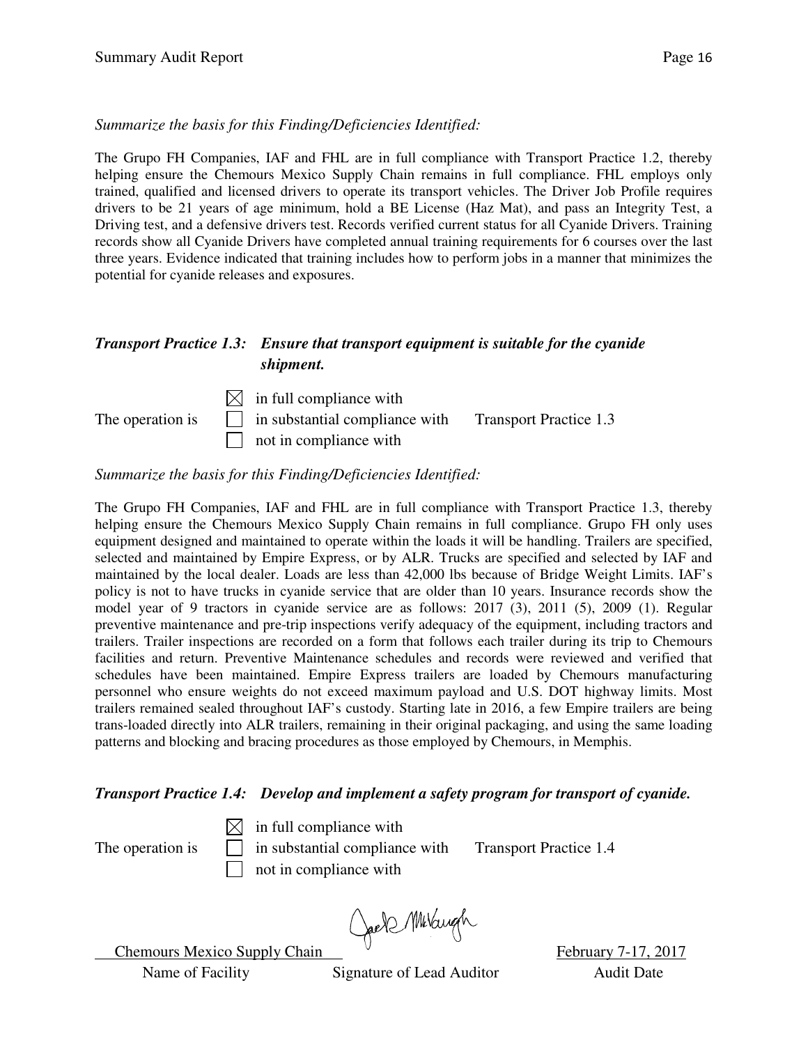*Summarize the basis for this Finding/Deficiencies Identified:*

The Grupo FH Companies, IAF and FHL are in full compliance with Transport Practice 1.2, thereby helping ensure the Chemours Mexico Supply Chain remains in full compliance. FHL employs only trained, qualified and licensed drivers to operate its transport vehicles. The Driver Job Profile requires drivers to be 21 years of age minimum, hold a BE License (Haz Mat), and pass an Integrity Test, a Driving test, and a defensive drivers test. Records verified current status for all Cyanide Drivers. Training records show all Cyanide Drivers have completed annual training requirements for 6 courses over the last three years. Evidence indicated that training includes how to perform jobs in a manner that minimizes the potential for cyanide releases and exposures.

***Transport Practice 1.3: Ensure that transport equipment is suitable for the cyanide shipment.***

The operation is

- ☒ in full compliance with
- ☐ in substantial compliance with
- ☐ not in compliance with

Transport Practice 1.3

*Summarize the basis for this Finding/Deficiencies Identified:*

The Grupo FH Companies, IAF and FHL are in full compliance with Transport Practice 1.3, thereby helping ensure the Chemours Mexico Supply Chain remains in full compliance. Grupo FH only uses equipment designed and maintained to operate within the loads it will be handling. Trailers are specified, selected and maintained by Empire Express, or by ALR. Trucks are specified and selected by IAF and maintained by the local dealer. Loads are less than 42,000 lbs because of Bridge Weight Limits. IAF's policy is not to have trucks in cyanide service that are older than 10 years. Insurance records show the model year of 9 tractors in cyanide service are as follows: 2017 (3), 2011 (5), 2009 (1). Regular preventive maintenance and pre-trip inspections verify adequacy of the equipment, including tractors and trailers. Trailer inspections are recorded on a form that follows each trailer during its trip to Chemours facilities and return. Preventive Maintenance schedules and records were reviewed and verified that schedules have been maintained. Empire Express trailers are loaded by Chemours manufacturing personnel who ensure weights do not exceed maximum payload and U.S. DOT highway limits. Most trailers remained sealed throughout IAF's custody. Starting late in 2016, a few Empire trailers are being trans-loaded directly into ALR trailers, remaining in their original packaging, and using the same loading patterns and blocking and bracing procedures as those employed by Chemours, in Memphis.

***Transport Practice 1.4: Develop and implement a safety program for transport of cyanide.***

The operation is

- ☒ in full compliance with
- ☐ in substantial compliance with
- ☐ not in compliance with

Transport Practice 1.4

| Chemours Mexico Supply Chain | *(signature)* | February 7-17, 2017 |
|---|---|---|
| Name of Facility | Signature of Lead Auditor | Audit Date |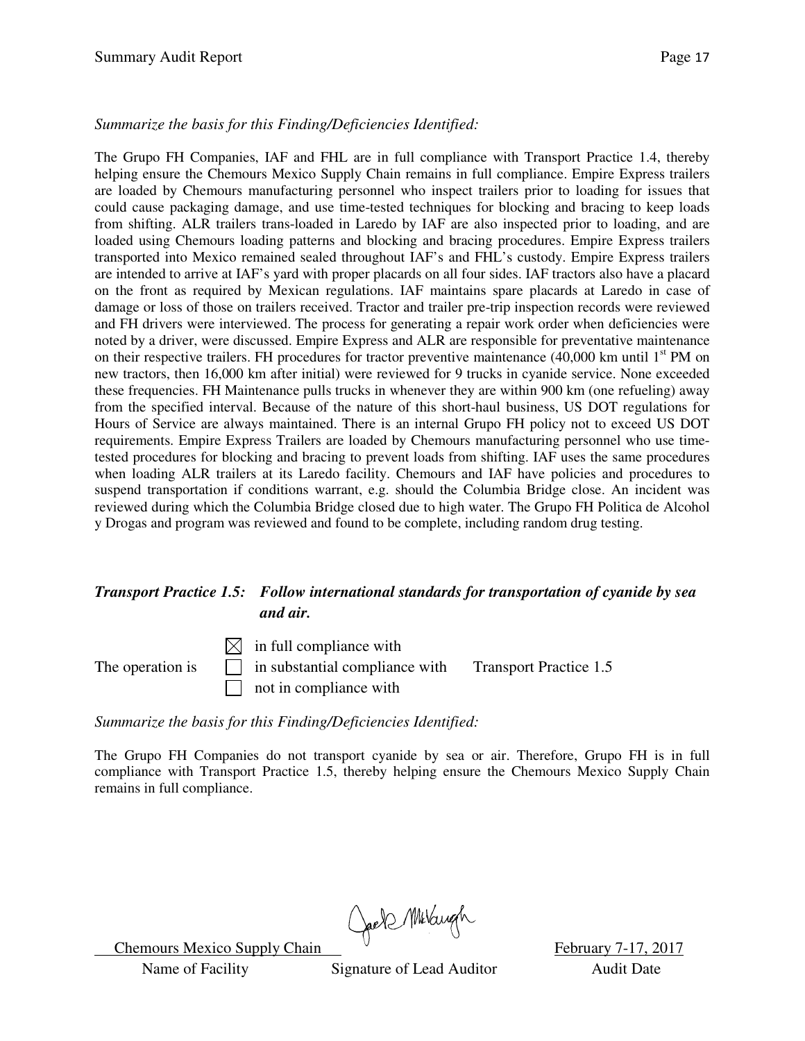*Summarize the basis for this Finding/Deficiencies Identified:*

The Grupo FH Companies, IAF and FHL are in full compliance with Transport Practice 1.4, thereby helping ensure the Chemours Mexico Supply Chain remains in full compliance. Empire Express trailers are loaded by Chemours manufacturing personnel who inspect trailers prior to loading for issues that could cause packaging damage, and use time-tested techniques for blocking and bracing to keep loads from shifting. ALR trailers trans-loaded in Laredo by IAF are also inspected prior to loading, and are loaded using Chemours loading patterns and blocking and bracing procedures. Empire Express trailers transported into Mexico remained sealed throughout IAF's and FHL's custody. Empire Express trailers are intended to arrive at IAF's yard with proper placards on all four sides. IAF tractors also have a placard on the front as required by Mexican regulations. IAF maintains spare placards at Laredo in case of damage or loss of those on trailers received. Tractor and trailer pre-trip inspection records were reviewed and FH drivers were interviewed. The process for generating a repair work order when deficiencies were noted by a driver, were discussed. Empire Express and ALR are responsible for preventative maintenance on their respective trailers. FH procedures for tractor preventive maintenance (40,000 km until 1st PM on new tractors, then 16,000 km after initial) were reviewed for 9 trucks in cyanide service. None exceeded these frequencies. FH Maintenance pulls trucks in whenever they are within 900 km (one refueling) away from the specified interval. Because of the nature of this short-haul business, US DOT regulations for Hours of Service are always maintained. There is an internal Grupo FH policy not to exceed US DOT requirements. Empire Express Trailers are loaded by Chemours manufacturing personnel who use time-tested procedures for blocking and bracing to prevent loads from shifting. IAF uses the same procedures when loading ALR trailers at its Laredo facility. Chemours and IAF have policies and procedures to suspend transportation if conditions warrant, e.g. should the Columbia Bridge close. An incident was reviewed during which the Columbia Bridge closed due to high water. The Grupo FH Politica de Alcohol y Drogas and program was reviewed and found to be complete, including random drug testing.

***Transport Practice 1.5: Follow international standards for transportation of cyanide by sea and air.***

The operation is
- ☒ in full compliance with
- ☐ in substantial compliance with
- ☐ not in compliance with

Transport Practice 1.5

*Summarize the basis for this Finding/Deficiencies Identified:*

The Grupo FH Companies do not transport cyanide by sea or air. Therefore, Grupo FH is in full compliance with Transport Practice 1.5, thereby helping ensure the Chemours Mexico Supply Chain remains in full compliance.

| Chemours Mexico Supply Chain | | February 7-17, 2017 |
|---|---|---|
| Name of Facility | Signature of Lead Auditor | Audit Date |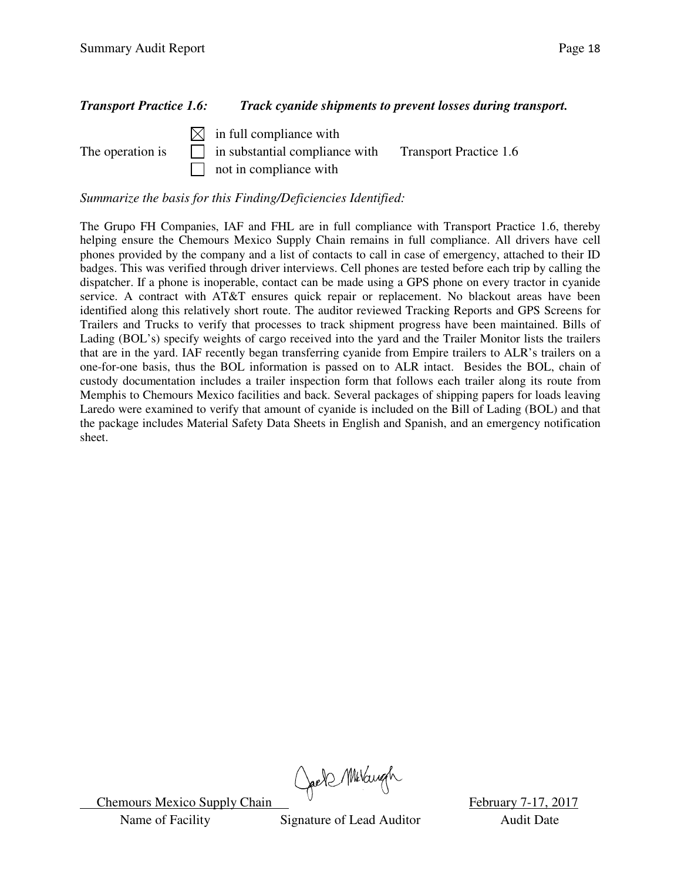***Transport Practice 1.6: Track cyanide shipments to prevent losses during transport.***

The operation is

- ☒ in full compliance with
- ☐ in substantial compliance with
- ☐ not in compliance with

Transport Practice 1.6

*Summarize the basis for this Finding/Deficiencies Identified:*

The Grupo FH Companies, IAF and FHL are in full compliance with Transport Practice 1.6, thereby helping ensure the Chemours Mexico Supply Chain remains in full compliance. All drivers have cell phones provided by the company and a list of contacts to call in case of emergency, attached to their ID badges. This was verified through driver interviews. Cell phones are tested before each trip by calling the dispatcher. If a phone is inoperable, contact can be made using a GPS phone on every tractor in cyanide service. A contract with AT&T ensures quick repair or replacement. No blackout areas have been identified along this relatively short route. The auditor reviewed Tracking Reports and GPS Screens for Trailers and Trucks to verify that processes to track shipment progress have been maintained. Bills of Lading (BOL's) specify weights of cargo received into the yard and the Trailer Monitor lists the trailers that are in the yard. IAF recently began transferring cyanide from Empire trailers to ALR's trailers on a one-for-one basis, thus the BOL information is passed on to ALR intact. Besides the BOL, chain of custody documentation includes a trailer inspection form that follows each trailer along its route from Memphis to Chemours Mexico facilities and back. Several packages of shipping papers for loads leaving Laredo were examined to verify that amount of cyanide is included on the Bill of Lading (BOL) and that the package includes Material Safety Data Sheets in English and Spanish, and an emergency notification sheet.

| Chemours Mexico Supply Chain | *(signature)* | February 7-17, 2017 |
|---|---|---|
| Name of Facility | Signature of Lead Auditor | Audit Date |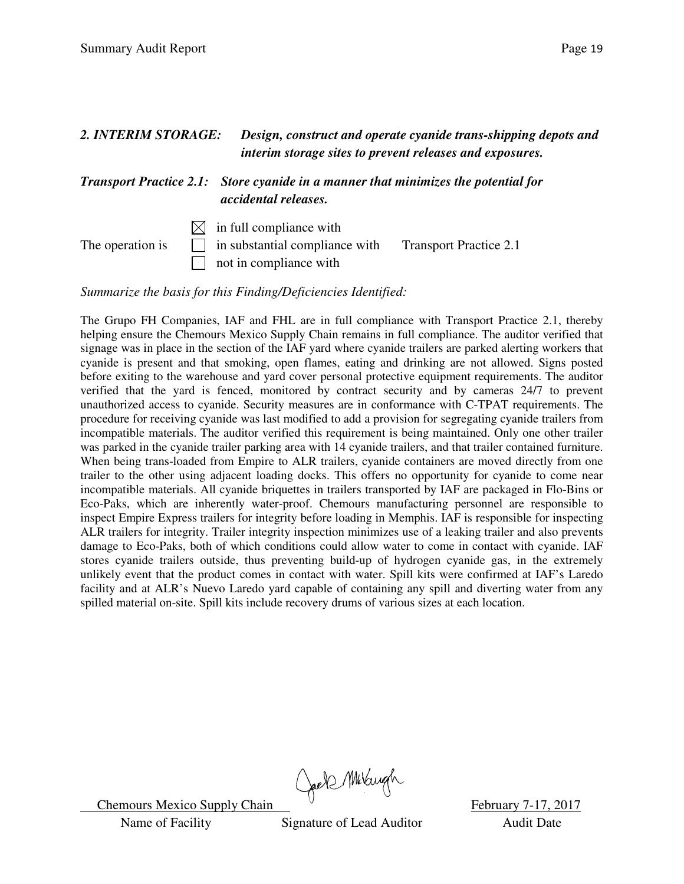***2. INTERIM STORAGE:*** ***Design, construct and operate cyanide trans-shipping depots and interim storage sites to prevent releases and exposures.***

***Transport Practice 2.1:*** ***Store cyanide in a manner that minimizes the potential for accidental releases.***

The operation is

- ☒ in full compliance with
- ☐ in substantial compliance with
- ☐ not in compliance with

Transport Practice 2.1

*Summarize the basis for this Finding/Deficiencies Identified:*

The Grupo FH Companies, IAF and FHL are in full compliance with Transport Practice 2.1, thereby helping ensure the Chemours Mexico Supply Chain remains in full compliance. The auditor verified that signage was in place in the section of the IAF yard where cyanide trailers are parked alerting workers that cyanide is present and that smoking, open flames, eating and drinking are not allowed. Signs posted before exiting to the warehouse and yard cover personal protective equipment requirements. The auditor verified that the yard is fenced, monitored by contract security and by cameras 24/7 to prevent unauthorized access to cyanide. Security measures are in conformance with C-TPAT requirements. The procedure for receiving cyanide was last modified to add a provision for segregating cyanide trailers from incompatible materials. The auditor verified this requirement is being maintained. Only one other trailer was parked in the cyanide trailer parking area with 14 cyanide trailers, and that trailer contained furniture. When being trans-loaded from Empire to ALR trailers, cyanide containers are moved directly from one trailer to the other using adjacent loading docks. This offers no opportunity for cyanide to come near incompatible materials. All cyanide briquettes in trailers transported by IAF are packaged in Flo-Bins or Eco-Paks, which are inherently water-proof. Chemours manufacturing personnel are responsible to inspect Empire Express trailers for integrity before loading in Memphis. IAF is responsible for inspecting ALR trailers for integrity. Trailer integrity inspection minimizes use of a leaking trailer and also prevents damage to Eco-Paks, both of which conditions could allow water to come in contact with cyanide. IAF stores cyanide trailers outside, thus preventing build-up of hydrogen cyanide gas, in the extremely unlikely event that the product comes in contact with water. Spill kits were confirmed at IAF's Laredo facility and at ALR's Nuevo Laredo yard capable of containing any spill and diverting water from any spilled material on-site. Spill kits include recovery drums of various sizes at each location.

| Chemours Mexico Supply Chain | [Signature] | February 7-17, 2017 |
|---|---|---|
| Name of Facility | Signature of Lead Auditor | Audit Date |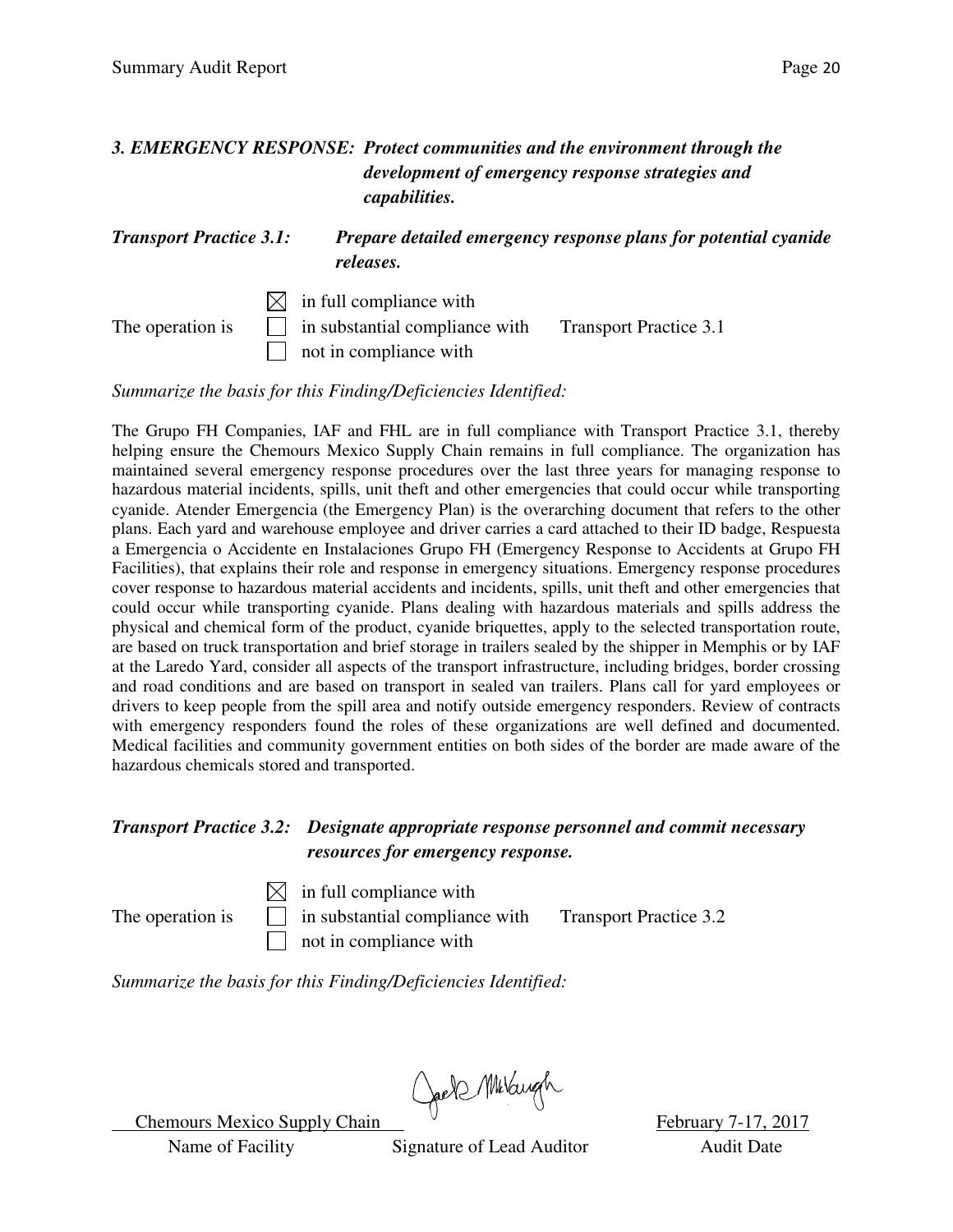### *3. EMERGENCY RESPONSE: Protect communities and the environment through the development of emergency response strategies and capabilities.*

***Transport Practice 3.1: Prepare detailed emergency response plans for potential cyanide releases.***

The operation is

- ☒ in full compliance with
- ☐ in substantial compliance with
- ☐ not in compliance with

Transport Practice 3.1

*Summarize the basis for this Finding/Deficiencies Identified:*

The Grupo FH Companies, IAF and FHL are in full compliance with Transport Practice 3.1, thereby helping ensure the Chemours Mexico Supply Chain remains in full compliance. The organization has maintained several emergency response procedures over the last three years for managing response to hazardous material incidents, spills, unit theft and other emergencies that could occur while transporting cyanide. Atender Emergencia (the Emergency Plan) is the overarching document that refers to the other plans. Each yard and warehouse employee and driver carries a card attached to their ID badge, Respuesta a Emergencia o Accidente en Instalaciones Grupo FH (Emergency Response to Accidents at Grupo FH Facilities), that explains their role and response in emergency situations. Emergency response procedures cover response to hazardous material accidents and incidents, spills, unit theft and other emergencies that could occur while transporting cyanide. Plans dealing with hazardous materials and spills address the physical and chemical form of the product, cyanide briquettes, apply to the selected transportation route, are based on truck transportation and brief storage in trailers sealed by the shipper in Memphis or by IAF at the Laredo Yard, consider all aspects of the transport infrastructure, including bridges, border crossing and road conditions and are based on transport in sealed van trailers. Plans call for yard employees or drivers to keep people from the spill area and notify outside emergency responders. Review of contracts with emergency responders found the roles of these organizations are well defined and documented. Medical facilities and community government entities on both sides of the border are made aware of the hazardous chemicals stored and transported.

***Transport Practice 3.2: Designate appropriate response personnel and commit necessary resources for emergency response.***

The operation is

- ☒ in full compliance with
- ☐ in substantial compliance with
- ☐ not in compliance with

Transport Practice 3.2

*Summarize the basis for this Finding/Deficiencies Identified:*

| Chemours Mexico Supply Chain | | February 7-17, 2017 |
|---|---|---|
| Name of Facility | Signature of Lead Auditor | Audit Date |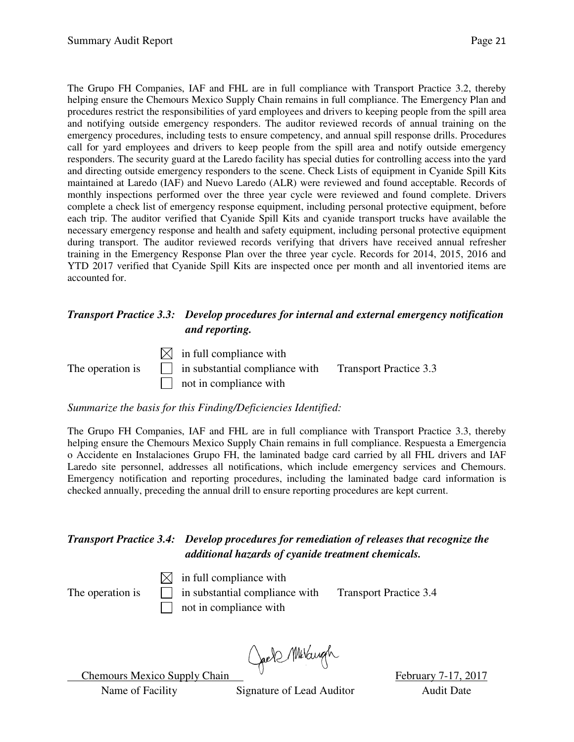The Grupo FH Companies, IAF and FHL are in full compliance with Transport Practice 3.2, thereby helping ensure the Chemours Mexico Supply Chain remains in full compliance. The Emergency Plan and procedures restrict the responsibilities of yard employees and drivers to keeping people from the spill area and notifying outside emergency responders. The auditor reviewed records of annual training on the emergency procedures, including tests to ensure competency, and annual spill response drills. Procedures call for yard employees and drivers to keep people from the spill area and notify outside emergency responders. The security guard at the Laredo facility has special duties for controlling access into the yard and directing outside emergency responders to the scene. Check Lists of equipment in Cyanide Spill Kits maintained at Laredo (IAF) and Nuevo Laredo (ALR) were reviewed and found acceptable. Records of monthly inspections performed over the three year cycle were reviewed and found complete. Drivers complete a check list of emergency response equipment, including personal protective equipment, before each trip. The auditor verified that Cyanide Spill Kits and cyanide transport trucks have available the necessary emergency response and health and safety equipment, including personal protective equipment during transport. The auditor reviewed records verifying that drivers have received annual refresher training in the Emergency Response Plan over the three year cycle. Records for 2014, 2015, 2016 and YTD 2017 verified that Cyanide Spill Kits are inspected once per month and all inventoried items are accounted for.

### *Transport Practice 3.3: Develop procedures for internal and external emergency notification and reporting.*

The operation is
- ☒ in full compliance with
- ☐ in substantial compliance with
- ☐ not in compliance with

Transport Practice 3.3

*Summarize the basis for this Finding/Deficiencies Identified:*

The Grupo FH Companies, IAF and FHL are in full compliance with Transport Practice 3.3, thereby helping ensure the Chemours Mexico Supply Chain remains in full compliance. Respuesta a Emergencia o Accidente en Instalaciones Grupo FH, the laminated badge card carried by all FHL drivers and IAF Laredo site personnel, addresses all notifications, which include emergency services and Chemours. Emergency notification and reporting procedures, including the laminated badge card information is checked annually, preceding the annual drill to ensure reporting procedures are kept current.

### *Transport Practice 3.4: Develop procedures for remediation of releases that recognize the additional hazards of cyanide treatment chemicals.*

The operation is
- ☒ in full compliance with
- ☐ in substantial compliance with
- ☐ not in compliance with

Transport Practice 3.4

| Chemours Mexico Supply Chain | [Signature] | February 7-17, 2017 |
|---|---|---|
| Name of Facility | Signature of Lead Auditor | Audit Date |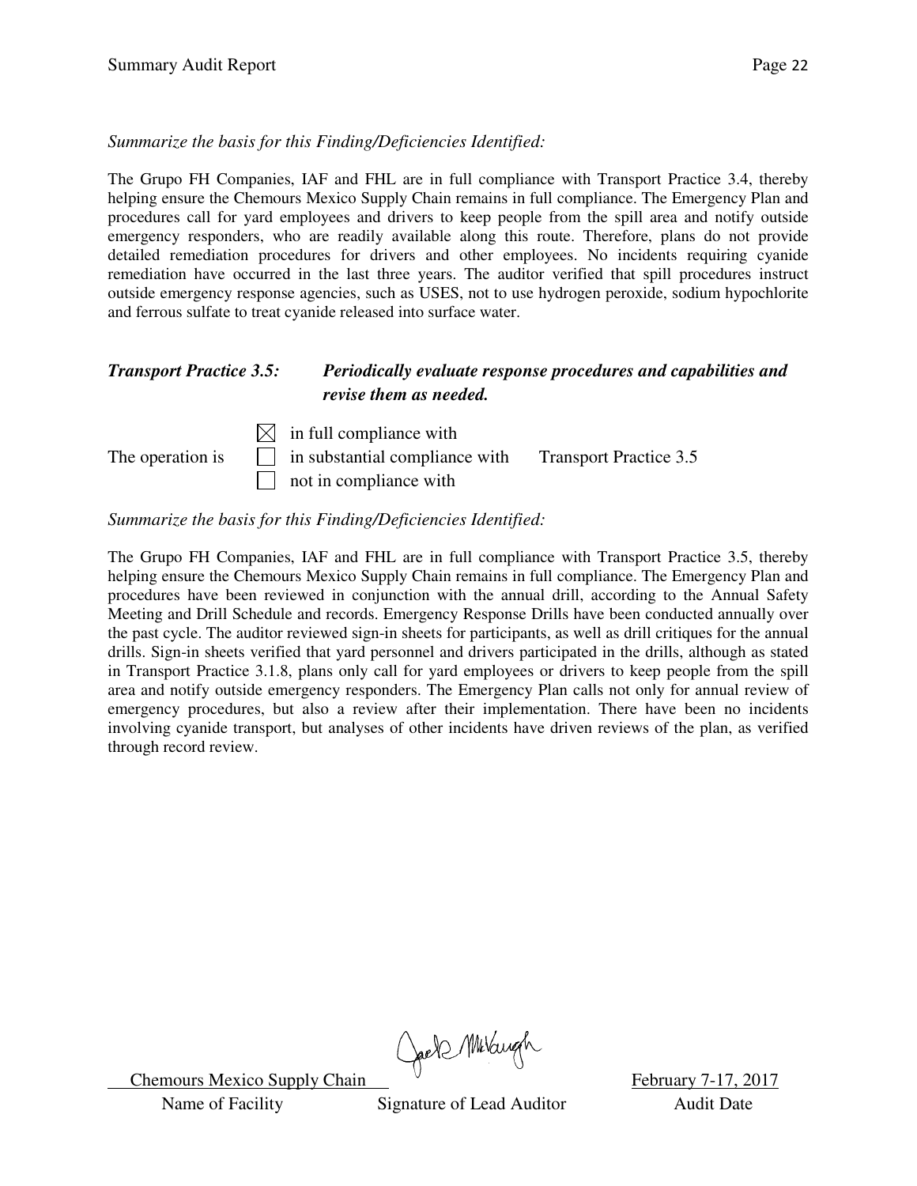*Summarize the basis for this Finding/Deficiencies Identified:*

The Grupo FH Companies, IAF and FHL are in full compliance with Transport Practice 3.4, thereby helping ensure the Chemours Mexico Supply Chain remains in full compliance. The Emergency Plan and procedures call for yard employees and drivers to keep people from the spill area and notify outside emergency responders, who are readily available along this route. Therefore, plans do not provide detailed remediation procedures for drivers and other employees. No incidents requiring cyanide remediation have occurred in the last three years. The auditor verified that spill procedures instruct outside emergency response agencies, such as USES, not to use hydrogen peroxide, sodium hypochlorite and ferrous sulfate to treat cyanide released into surface water.

***Transport Practice 3.5: Periodically evaluate response procedures and capabilities and revise them as needed.***

The operation is

- ☒ in full compliance with
- ☐ in substantial compliance with
- ☐ not in compliance with

Transport Practice 3.5

*Summarize the basis for this Finding/Deficiencies Identified:*

The Grupo FH Companies, IAF and FHL are in full compliance with Transport Practice 3.5, thereby helping ensure the Chemours Mexico Supply Chain remains in full compliance. The Emergency Plan and procedures have been reviewed in conjunction with the annual drill, according to the Annual Safety Meeting and Drill Schedule and records. Emergency Response Drills have been conducted annually over the past cycle. The auditor reviewed sign-in sheets for participants, as well as drill critiques for the annual drills. Sign-in sheets verified that yard personnel and drivers participated in the drills, although as stated in Transport Practice 3.1.8, plans only call for yard employees or drivers to keep people from the spill area and notify outside emergency responders. The Emergency Plan calls not only for annual review of emergency procedures, but also a review after their implementation. There have been no incidents involving cyanide transport, but analyses of other incidents have driven reviews of the plan, as verified through record review.

| Chemours Mexico Supply Chain | | February 7-17, 2017 |
|---|---|---|
| Name of Facility | Signature of Lead Auditor | Audit Date |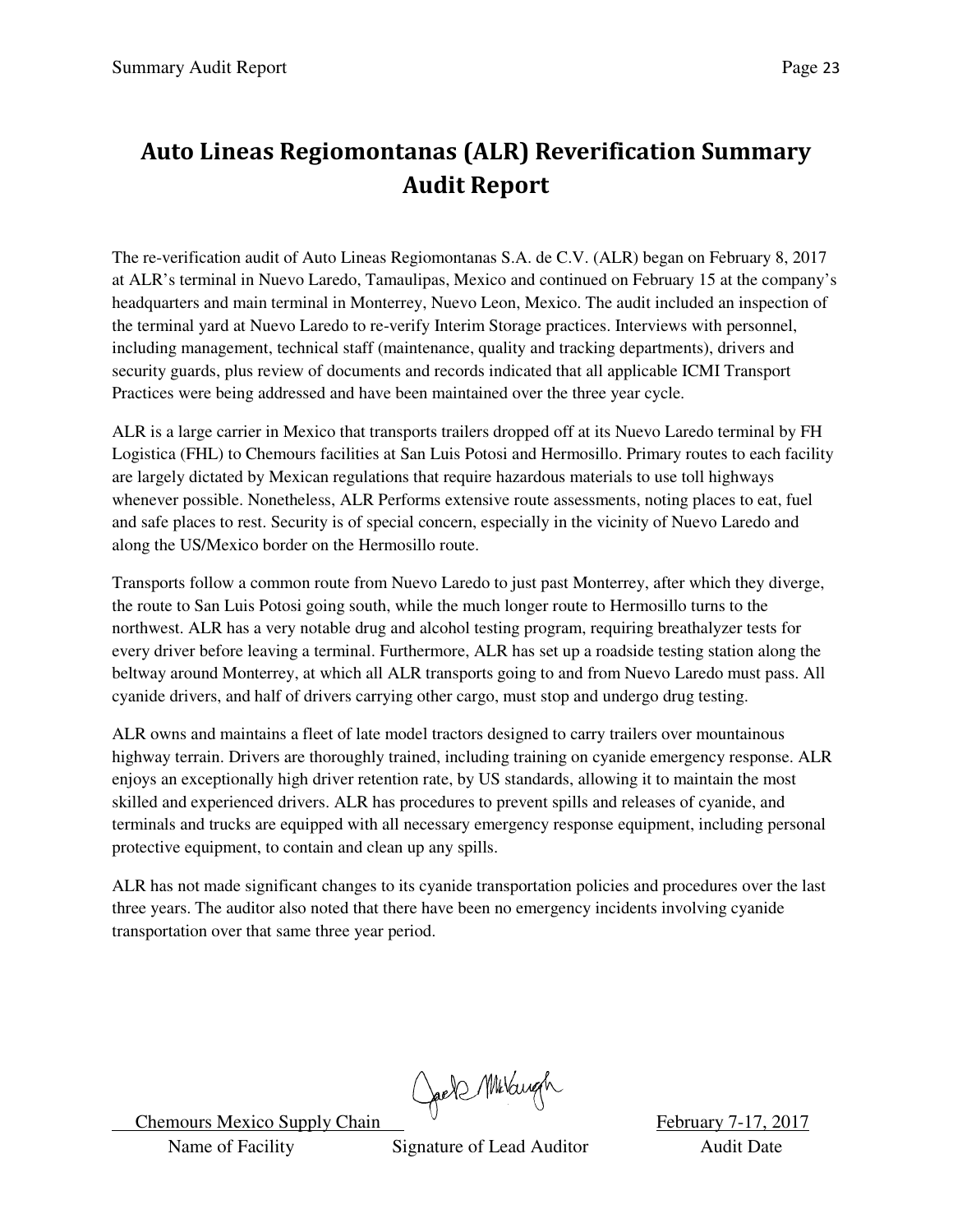# Auto Lineas Regiomontanas (ALR) Reverification Summary Audit Report

The re-verification audit of Auto Lineas Regiomontanas S.A. de C.V. (ALR) began on February 8, 2017 at ALR's terminal in Nuevo Laredo, Tamaulipas, Mexico and continued on February 15 at the company's headquarters and main terminal in Monterrey, Nuevo Leon, Mexico. The audit included an inspection of the terminal yard at Nuevo Laredo to re-verify Interim Storage practices. Interviews with personnel, including management, technical staff (maintenance, quality and tracking departments), drivers and security guards, plus review of documents and records indicated that all applicable ICMI Transport Practices were being addressed and have been maintained over the three year cycle.

ALR is a large carrier in Mexico that transports trailers dropped off at its Nuevo Laredo terminal by FH Logistica (FHL) to Chemours facilities at San Luis Potosi and Hermosillo. Primary routes to each facility are largely dictated by Mexican regulations that require hazardous materials to use toll highways whenever possible. Nonetheless, ALR Performs extensive route assessments, noting places to eat, fuel and safe places to rest. Security is of special concern, especially in the vicinity of Nuevo Laredo and along the US/Mexico border on the Hermosillo route.

Transports follow a common route from Nuevo Laredo to just past Monterrey, after which they diverge, the route to San Luis Potosi going south, while the much longer route to Hermosillo turns to the northwest. ALR has a very notable drug and alcohol testing program, requiring breathalyzer tests for every driver before leaving a terminal. Furthermore, ALR has set up a roadside testing station along the beltway around Monterrey, at which all ALR transports going to and from Nuevo Laredo must pass. All cyanide drivers, and half of drivers carrying other cargo, must stop and undergo drug testing.

ALR owns and maintains a fleet of late model tractors designed to carry trailers over mountainous highway terrain. Drivers are thoroughly trained, including training on cyanide emergency response. ALR enjoys an exceptionally high driver retention rate, by US standards, allowing it to maintain the most skilled and experienced drivers. ALR has procedures to prevent spills and releases of cyanide, and terminals and trucks are equipped with all necessary emergency response equipment, including personal protective equipment, to contain and clean up any spills.

ALR has not made significant changes to its cyanide transportation policies and procedures over the last three years. The auditor also noted that there have been no emergency incidents involving cyanide transportation over that same three year period.

| Chemours Mexico Supply Chain | Jack McVaugh | February 7-17, 2017 |
|---|---|---|
| Name of Facility | Signature of Lead Auditor | Audit Date |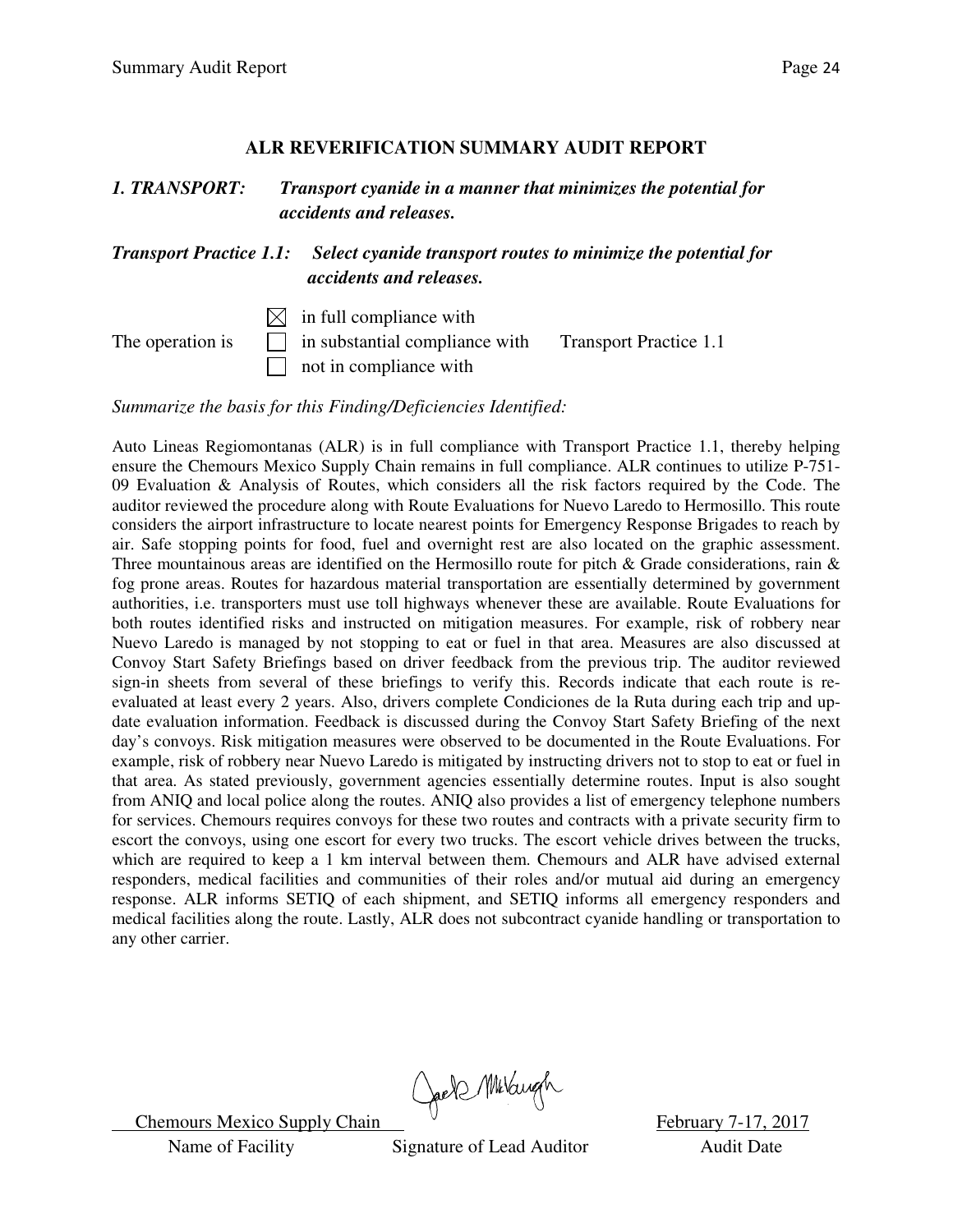## ALR REVERIFICATION SUMMARY AUDIT REPORT

### *1. TRANSPORT: Transport cyanide in a manner that minimizes the potential for accidents and releases.*

### *Transport Practice 1.1: Select cyanide transport routes to minimize the potential for accidents and releases.*

The operation is

- [x] in full compliance with
- [ ] in substantial compliance with
- [ ] not in compliance with

Transport Practice 1.1

*Summarize the basis for this Finding/Deficiencies Identified:*

Auto Lineas Regiomontanas (ALR) is in full compliance with Transport Practice 1.1, thereby helping ensure the Chemours Mexico Supply Chain remains in full compliance. ALR continues to utilize P-751-09 Evaluation & Analysis of Routes, which considers all the risk factors required by the Code. The auditor reviewed the procedure along with Route Evaluations for Nuevo Laredo to Hermosillo. This route considers the airport infrastructure to locate nearest points for Emergency Response Brigades to reach by air. Safe stopping points for food, fuel and overnight rest are also located on the graphic assessment. Three mountainous areas are identified on the Hermosillo route for pitch & Grade considerations, rain & fog prone areas. Routes for hazardous material transportation are essentially determined by government authorities, i.e. transporters must use toll highways whenever these are available. Route Evaluations for both routes identified risks and instructed on mitigation measures. For example, risk of robbery near Nuevo Laredo is managed by not stopping to eat or fuel in that area. Measures are also discussed at Convoy Start Safety Briefings based on driver feedback from the previous trip. The auditor reviewed sign-in sheets from several of these briefings to verify this. Records indicate that each route is re-evaluated at least every 2 years. Also, drivers complete Condiciones de la Ruta during each trip and up-date evaluation information. Feedback is discussed during the Convoy Start Safety Briefing of the next day's convoys. Risk mitigation measures were observed to be documented in the Route Evaluations. For example, risk of robbery near Nuevo Laredo is mitigated by instructing drivers not to stop to eat or fuel in that area. As stated previously, government agencies essentially determine routes. Input is also sought from ANIQ and local police along the routes. ANIQ also provides a list of emergency telephone numbers for services. Chemours requires convoys for these two routes and contracts with a private security firm to escort the convoys, using one escort for every two trucks. The escort vehicle drives between the trucks, which are required to keep a 1 km interval between them. Chemours and ALR have advised external responders, medical facilities and communities of their roles and/or mutual aid during an emergency response. ALR informs SETIQ of each shipment, and SETIQ informs all emergency responders and medical facilities along the route. Lastly, ALR does not subcontract cyanide handling or transportation to any other carrier.

| Chemours Mexico Supply Chain | Jack McVaugh | February 7-17, 2017 |
|---|---|---|
| Name of Facility | Signature of Lead Auditor | Audit Date |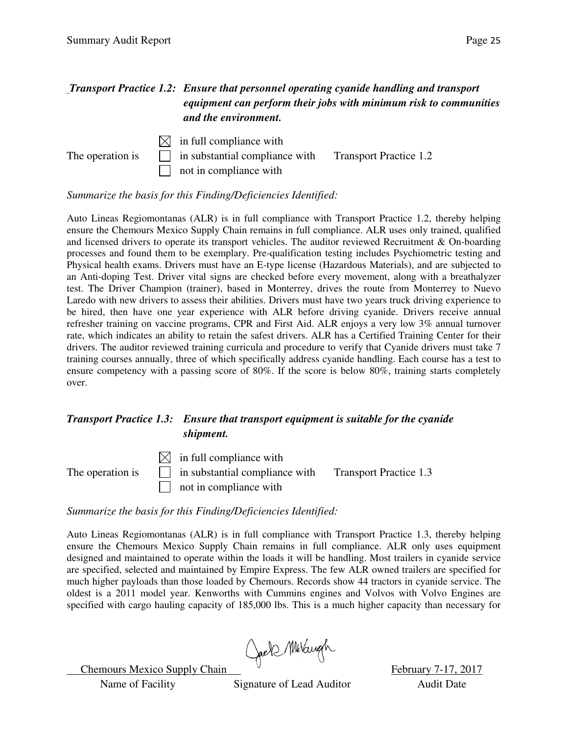***Transport Practice 1.2: Ensure that personnel operating cyanide handling and transport equipment can perform their jobs with minimum risk to communities and the environment.***

The operation is

- ☒ in full compliance with
- ☐ in substantial compliance with
- ☐ not in compliance with

Transport Practice 1.2

*Summarize the basis for this Finding/Deficiencies Identified:*

Auto Lineas Regiomontanas (ALR) is in full compliance with Transport Practice 1.2, thereby helping ensure the Chemours Mexico Supply Chain remains in full compliance. ALR uses only trained, qualified and licensed drivers to operate its transport vehicles. The auditor reviewed Recruitment & On-boarding processes and found them to be exemplary. Pre-qualification testing includes Psychiometric testing and Physical health exams. Drivers must have an E-type license (Hazardous Materials), and are subjected to an Anti-doping Test. Driver vital signs are checked before every movement, along with a breathalyzer test. The Driver Champion (trainer), based in Monterrey, drives the route from Monterrey to Nuevo Laredo with new drivers to assess their abilities. Drivers must have two years truck driving experience to be hired, then have one year experience with ALR before driving cyanide. Drivers receive annual refresher training on vaccine programs, CPR and First Aid. ALR enjoys a very low 3% annual turnover rate, which indicates an ability to retain the safest drivers. ALR has a Certified Training Center for their drivers. The auditor reviewed training curricula and procedure to verify that Cyanide drivers must take 7 training courses annually, three of which specifically address cyanide handling. Each course has a test to ensure competency with a passing score of 80%. If the score is below 80%, training starts completely over.

***Transport Practice 1.3: Ensure that transport equipment is suitable for the cyanide shipment.***

The operation is

- ☒ in full compliance with
- ☐ in substantial compliance with
- ☐ not in compliance with

Transport Practice 1.3

*Summarize the basis for this Finding/Deficiencies Identified:*

Auto Lineas Regiomontanas (ALR) is in full compliance with Transport Practice 1.3, thereby helping ensure the Chemours Mexico Supply Chain remains in full compliance. ALR only uses equipment designed and maintained to operate within the loads it will be handling. Most trailers in cyanide service are specified, selected and maintained by Empire Express. The few ALR owned trailers are specified for much higher payloads than those loaded by Chemours. Records show 44 tractors in cyanide service. The oldest is a 2011 model year. Kenworths with Cummins engines and Volvos with Volvo Engines are specified with cargo hauling capacity of 185,000 lbs. This is a much higher capacity than necessary for

| Chemours Mexico Supply Chain | [Signature] | February 7-17, 2017 |
|---|---|---|
| Name of Facility | Signature of Lead Auditor | Audit Date |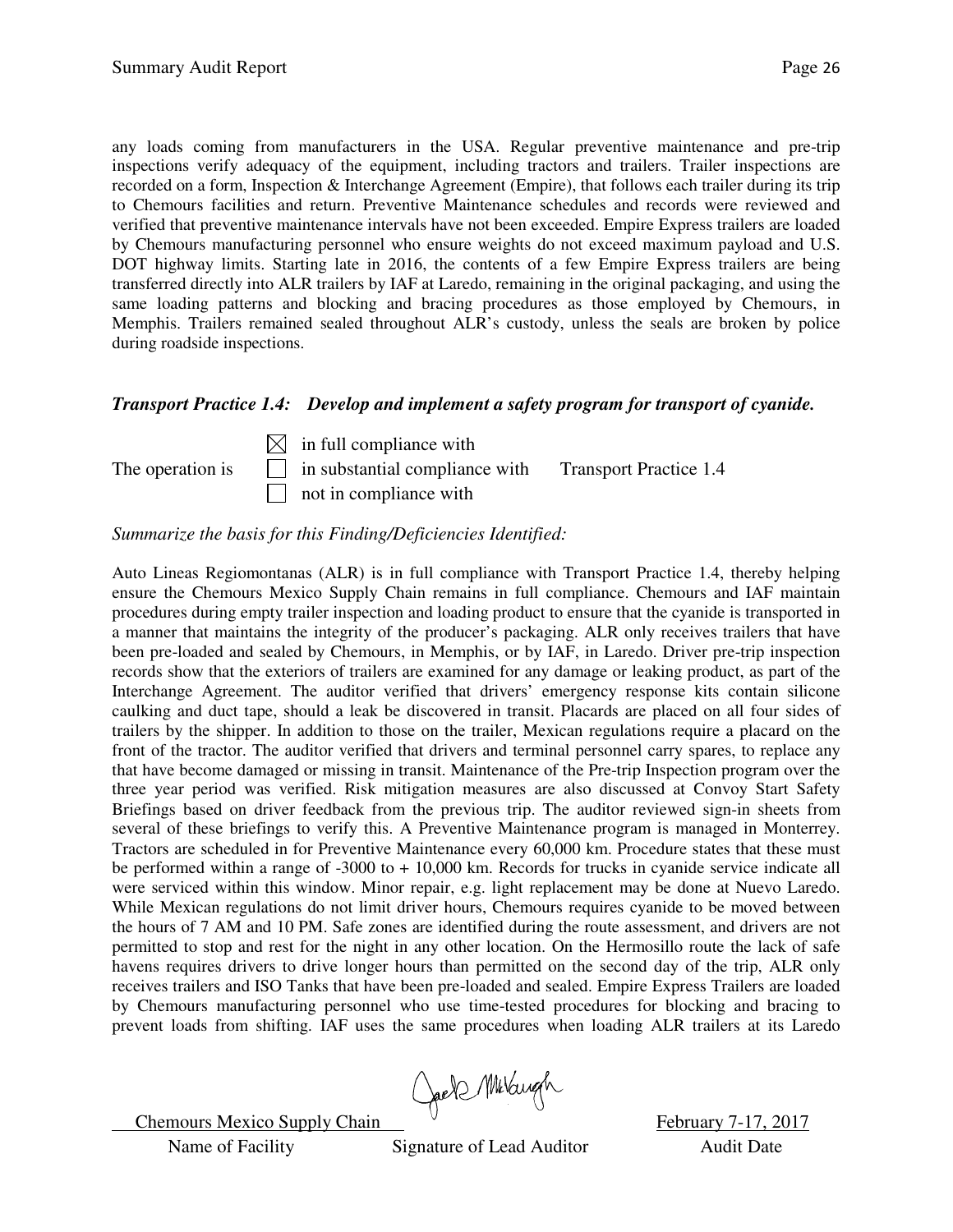any loads coming from manufacturers in the USA. Regular preventive maintenance and pre-trip inspections verify adequacy of the equipment, including tractors and trailers. Trailer inspections are recorded on a form, Inspection & Interchange Agreement (Empire), that follows each trailer during its trip to Chemours facilities and return. Preventive Maintenance schedules and records were reviewed and verified that preventive maintenance intervals have not been exceeded. Empire Express trailers are loaded by Chemours manufacturing personnel who ensure weights do not exceed maximum payload and U.S. DOT highway limits. Starting late in 2016, the contents of a few Empire Express trailers are being transferred directly into ALR trailers by IAF at Laredo, remaining in the original packaging, and using the same loading patterns and blocking and bracing procedures as those employed by Chemours, in Memphis. Trailers remained sealed throughout ALR's custody, unless the seals are broken by police during roadside inspections.

### *Transport Practice 1.4: Develop and implement a safety program for transport of cyanide.*

The operation is

- ☒ in full compliance with
- ☐ in substantial compliance with
- ☐ not in compliance with

Transport Practice 1.4

*Summarize the basis for this Finding/Deficiencies Identified:*

Auto Lineas Regiomontanas (ALR) is in full compliance with Transport Practice 1.4, thereby helping ensure the Chemours Mexico Supply Chain remains in full compliance. Chemours and IAF maintain procedures during empty trailer inspection and loading product to ensure that the cyanide is transported in a manner that maintains the integrity of the producer's packaging. ALR only receives trailers that have been pre-loaded and sealed by Chemours, in Memphis, or by IAF, in Laredo. Driver pre-trip inspection records show that the exteriors of trailers are examined for any damage or leaking product, as part of the Interchange Agreement. The auditor verified that drivers' emergency response kits contain silicone caulking and duct tape, should a leak be discovered in transit. Placards are placed on all four sides of trailers by the shipper. In addition to those on the trailer, Mexican regulations require a placard on the front of the tractor. The auditor verified that drivers and terminal personnel carry spares, to replace any that have become damaged or missing in transit. Maintenance of the Pre-trip Inspection program over the three year period was verified. Risk mitigation measures are also discussed at Convoy Start Safety Briefings based on driver feedback from the previous trip. The auditor reviewed sign-in sheets from several of these briefings to verify this. A Preventive Maintenance program is managed in Monterrey. Tractors are scheduled in for Preventive Maintenance every 60,000 km. Procedure states that these must be performed within a range of -3000 to + 10,000 km. Records for trucks in cyanide service indicate all were serviced within this window. Minor repair, e.g. light replacement may be done at Nuevo Laredo. While Mexican regulations do not limit driver hours, Chemours requires cyanide to be moved between the hours of 7 AM and 10 PM. Safe zones are identified during the route assessment, and drivers are not permitted to stop and rest for the night in any other location. On the Hermosillo route the lack of safe havens requires drivers to drive longer hours than permitted on the second day of the trip, ALR only receives trailers and ISO Tanks that have been pre-loaded and sealed. Empire Express Trailers are loaded by Chemours manufacturing personnel who use time-tested procedures for blocking and bracing to prevent loads from shifting. IAF uses the same procedures when loading ALR trailers at its Laredo

| Chemours Mexico Supply Chain | | February 7-17, 2017 |
|---|---|---|
| Name of Facility | Signature of Lead Auditor | Audit Date |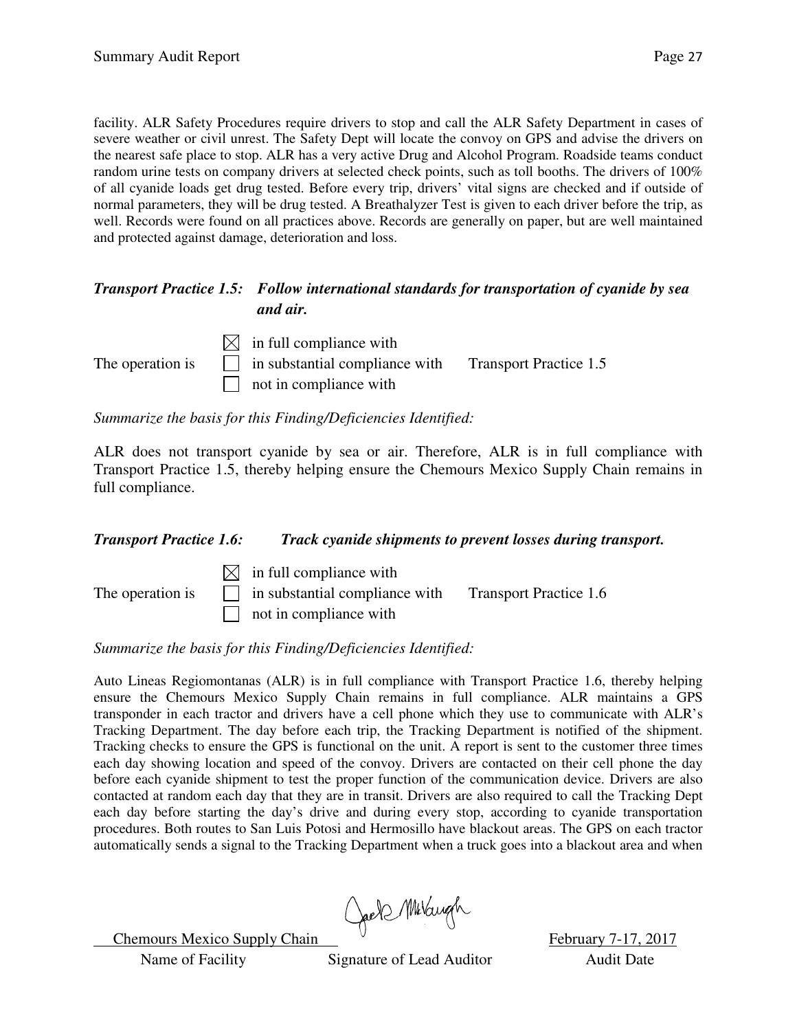facility. ALR Safety Procedures require drivers to stop and call the ALR Safety Department in cases of severe weather or civil unrest. The Safety Dept will locate the convoy on GPS and advise the drivers on the nearest safe place to stop. ALR has a very active Drug and Alcohol Program. Roadside teams conduct random urine tests on company drivers at selected check points, such as toll booths. The drivers of 100% of all cyanide loads get drug tested. Before every trip, drivers' vital signs are checked and if outside of normal parameters, they will be drug tested. A Breathalyzer Test is given to each driver before the trip, as well. Records were found on all practices above. Records are generally on paper, but are well maintained and protected against damage, deterioration and loss.

***Transport Practice 1.5: Follow international standards for transportation of cyanide by sea and air.***

The operation is
- ☒ in full compliance with
- ☐ in substantial compliance with
- ☐ not in compliance with

Transport Practice 1.5

*Summarize the basis for this Finding/Deficiencies Identified:*

ALR does not transport cyanide by sea or air. Therefore, ALR is in full compliance with Transport Practice 1.5, thereby helping ensure the Chemours Mexico Supply Chain remains in full compliance.

***Transport Practice 1.6: Track cyanide shipments to prevent losses during transport.***

The operation is
- ☒ in full compliance with
- ☐ in substantial compliance with
- ☐ not in compliance with

Transport Practice 1.6

*Summarize the basis for this Finding/Deficiencies Identified:*

Auto Lineas Regiomontanas (ALR) is in full compliance with Transport Practice 1.6, thereby helping ensure the Chemours Mexico Supply Chain remains in full compliance. ALR maintains a GPS transponder in each tractor and drivers have a cell phone which they use to communicate with ALR's Tracking Department. The day before each trip, the Tracking Department is notified of the shipment. Tracking checks to ensure the GPS is functional on the unit. A report is sent to the customer three times each day showing location and speed of the convoy. Drivers are contacted on their cell phone the day before each cyanide shipment to test the proper function of the communication device. Drivers are also contacted at random each day that they are in transit. Drivers are also required to call the Tracking Dept each day before starting the day's drive and during every stop, according to cyanide transportation procedures. Both routes to San Luis Potosi and Hermosillo have blackout areas. The GPS on each tractor automatically sends a signal to the Tracking Department when a truck goes into a blackout area and when

| Chemours Mexico Supply Chain | Jack McVaugh | February 7-17, 2017 |
|---|---|---|
| Name of Facility | Signature of Lead Auditor | Audit Date |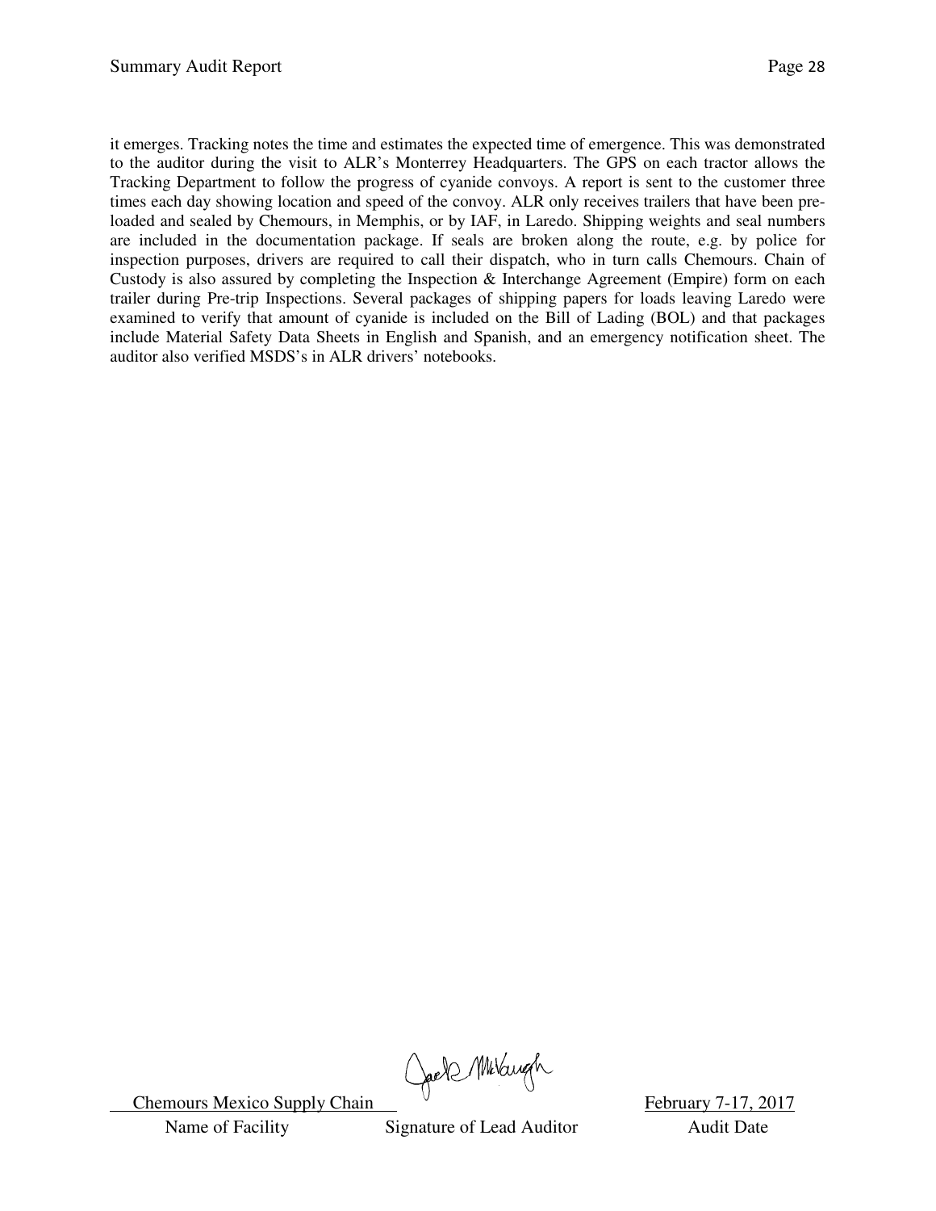it emerges. Tracking notes the time and estimates the expected time of emergence. This was demonstrated to the auditor during the visit to ALR's Monterrey Headquarters. The GPS on each tractor allows the Tracking Department to follow the progress of cyanide convoys. A report is sent to the customer three times each day showing location and speed of the convoy. ALR only receives trailers that have been pre-loaded and sealed by Chemours, in Memphis, or by IAF, in Laredo. Shipping weights and seal numbers are included in the documentation package. If seals are broken along the route, e.g. by police for inspection purposes, drivers are required to call their dispatch, who in turn calls Chemours. Chain of Custody is also assured by completing the Inspection & Interchange Agreement (Empire) form on each trailer during Pre-trip Inspections. Several packages of shipping papers for loads leaving Laredo were examined to verify that amount of cyanide is included on the Bill of Lading (BOL) and that packages include Material Safety Data Sheets in English and Spanish, and an emergency notification sheet. The auditor also verified MSDS's in ALR drivers' notebooks.

| Chemours Mexico Supply Chain | Jack McVaugh | February 7-17, 2017 |
|---|---|---|
| Name of Facility | Signature of Lead Auditor | Audit Date |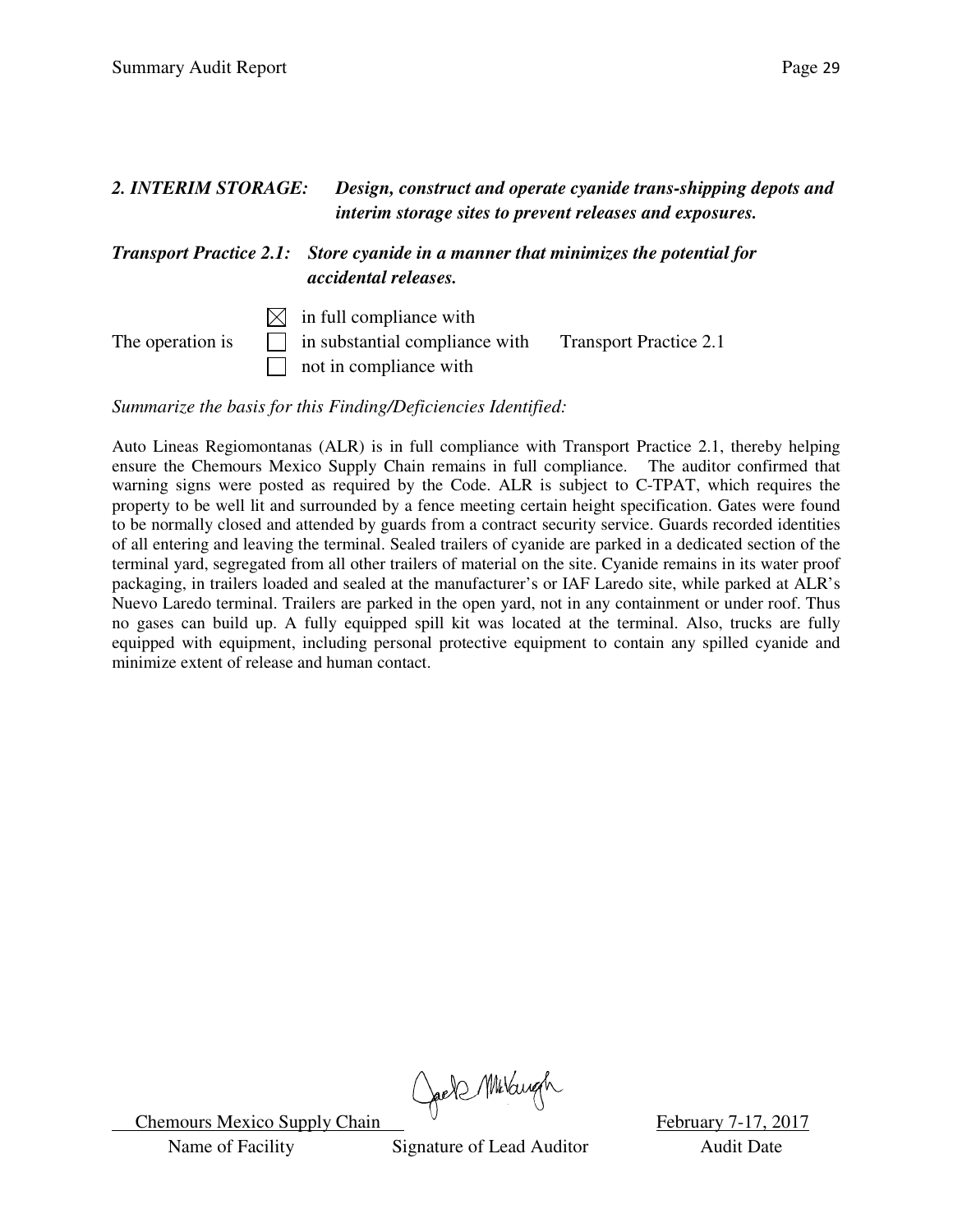***2. INTERIM STORAGE:*** ***Design, construct and operate cyanide trans-shipping depots and interim storage sites to prevent releases and exposures.***

***Transport Practice 2.1:*** ***Store cyanide in a manner that minimizes the potential for accidental releases.***

The operation is

- ☒ in full compliance with
- ☐ in substantial compliance with
- ☐ not in compliance with

Transport Practice 2.1

*Summarize the basis for this Finding/Deficiencies Identified:*

Auto Lineas Regiomontanas (ALR) is in full compliance with Transport Practice 2.1, thereby helping ensure the Chemours Mexico Supply Chain remains in full compliance. The auditor confirmed that warning signs were posted as required by the Code. ALR is subject to C-TPAT, which requires the property to be well lit and surrounded by a fence meeting certain height specification. Gates were found to be normally closed and attended by guards from a contract security service. Guards recorded identities of all entering and leaving the terminal. Sealed trailers of cyanide are parked in a dedicated section of the terminal yard, segregated from all other trailers of material on the site. Cyanide remains in its water proof packaging, in trailers loaded and sealed at the manufacturer's or IAF Laredo site, while parked at ALR's Nuevo Laredo terminal. Trailers are parked in the open yard, not in any containment or under roof. Thus no gases can build up. A fully equipped spill kit was located at the terminal. Also, trucks are fully equipped with equipment, including personal protective equipment to contain any spilled cyanide and minimize extent of release and human contact.

| Chemours Mexico Supply Chain | Jack McVaugh | February 7-17, 2017 |
|---|---|---|
| Name of Facility | Signature of Lead Auditor | Audit Date |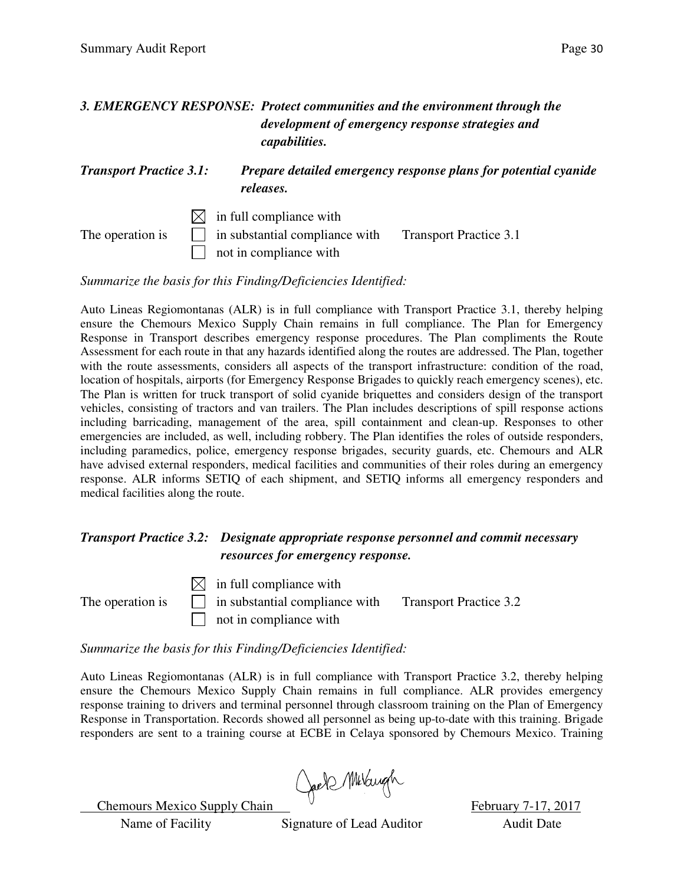### *3. EMERGENCY RESPONSE: Protect communities and the environment through the development of emergency response strategies and capabilities.*

***Transport Practice 3.1: Prepare detailed emergency response plans for potential cyanide releases.***

The operation is

- ☒ in full compliance with
- ☐ in substantial compliance with
- ☐ not in compliance with

Transport Practice 3.1

*Summarize the basis for this Finding/Deficiencies Identified:*

Auto Lineas Regiomontanas (ALR) is in full compliance with Transport Practice 3.1, thereby helping ensure the Chemours Mexico Supply Chain remains in full compliance. The Plan for Emergency Response in Transport describes emergency response procedures. The Plan compliments the Route Assessment for each route in that any hazards identified along the routes are addressed. The Plan, together with the route assessments, considers all aspects of the transport infrastructure: condition of the road, location of hospitals, airports (for Emergency Response Brigades to quickly reach emergency scenes), etc. The Plan is written for truck transport of solid cyanide briquettes and considers design of the transport vehicles, consisting of tractors and van trailers. The Plan includes descriptions of spill response actions including barricading, management of the area, spill containment and clean-up. Responses to other emergencies are included, as well, including robbery. The Plan identifies the roles of outside responders, including paramedics, police, emergency response brigades, security guards, etc. Chemours and ALR have advised external responders, medical facilities and communities of their roles during an emergency response. ALR informs SETIQ of each shipment, and SETIQ informs all emergency responders and medical facilities along the route.

***Transport Practice 3.2: Designate appropriate response personnel and commit necessary resources for emergency response.***

The operation is

- ☒ in full compliance with
- ☐ in substantial compliance with
- ☐ not in compliance with

Transport Practice 3.2

*Summarize the basis for this Finding/Deficiencies Identified:*

Auto Lineas Regiomontanas (ALR) is in full compliance with Transport Practice 3.2, thereby helping ensure the Chemours Mexico Supply Chain remains in full compliance. ALR provides emergency response training to drivers and terminal personnel through classroom training on the Plan of Emergency Response in Transportation. Records showed all personnel as being up-to-date with this training. Brigade responders are sent to a training course at ECBE in Celaya sponsored by Chemours Mexico. Training

Chemours Mexico Supply Chain — Name of Facility
Signature of Lead Auditor
February 7-17, 2017 — Audit Date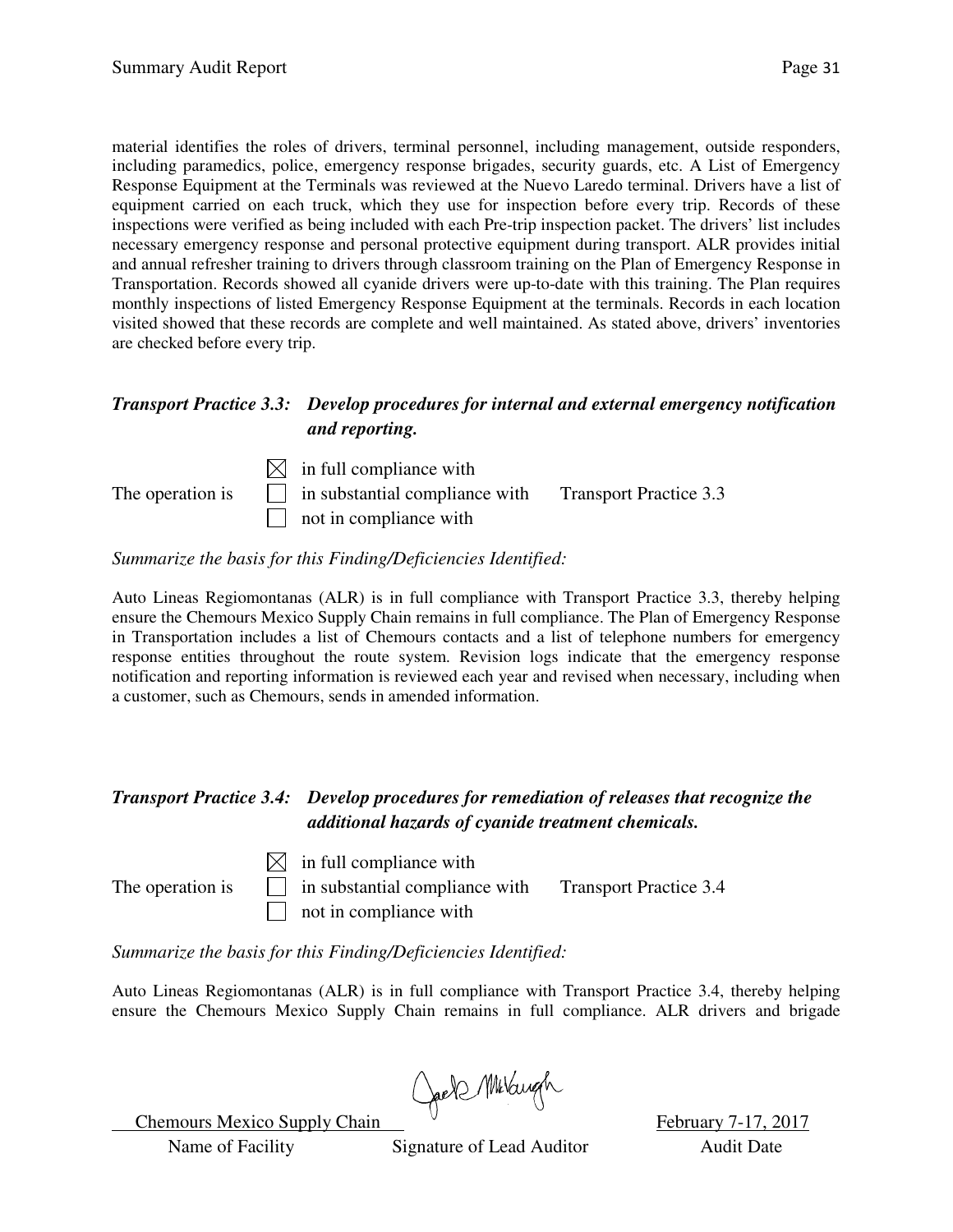material identifies the roles of drivers, terminal personnel, including management, outside responders, including paramedics, police, emergency response brigades, security guards, etc. A List of Emergency Response Equipment at the Terminals was reviewed at the Nuevo Laredo terminal. Drivers have a list of equipment carried on each truck, which they use for inspection before every trip. Records of these inspections were verified as being included with each Pre-trip inspection packet. The drivers' list includes necessary emergency response and personal protective equipment during transport. ALR provides initial and annual refresher training to drivers through classroom training on the Plan of Emergency Response in Transportation. Records showed all cyanide drivers were up-to-date with this training. The Plan requires monthly inspections of listed Emergency Response Equipment at the terminals. Records in each location visited showed that these records are complete and well maintained. As stated above, drivers' inventories are checked before every trip.

### *Transport Practice 3.3: Develop procedures for internal and external emergency notification and reporting.*

The operation is
- ☒ in full compliance with
- ☐ in substantial compliance with
- ☐ not in compliance with

Transport Practice 3.3

*Summarize the basis for this Finding/Deficiencies Identified:*

Auto Lineas Regiomontanas (ALR) is in full compliance with Transport Practice 3.3, thereby helping ensure the Chemours Mexico Supply Chain remains in full compliance. The Plan of Emergency Response in Transportation includes a list of Chemours contacts and a list of telephone numbers for emergency response entities throughout the route system. Revision logs indicate that the emergency response notification and reporting information is reviewed each year and revised when necessary, including when a customer, such as Chemours, sends in amended information.

### *Transport Practice 3.4: Develop procedures for remediation of releases that recognize the additional hazards of cyanide treatment chemicals.*

The operation is
- ☒ in full compliance with
- ☐ in substantial compliance with
- ☐ not in compliance with

Transport Practice 3.4

*Summarize the basis for this Finding/Deficiencies Identified:*

Auto Lineas Regiomontanas (ALR) is in full compliance with Transport Practice 3.4, thereby helping ensure the Chemours Mexico Supply Chain remains in full compliance. ALR drivers and brigade

| Chemours Mexico Supply Chain | | February 7-17, 2017 |
|---|---|---|
| Name of Facility | Signature of Lead Auditor | Audit Date |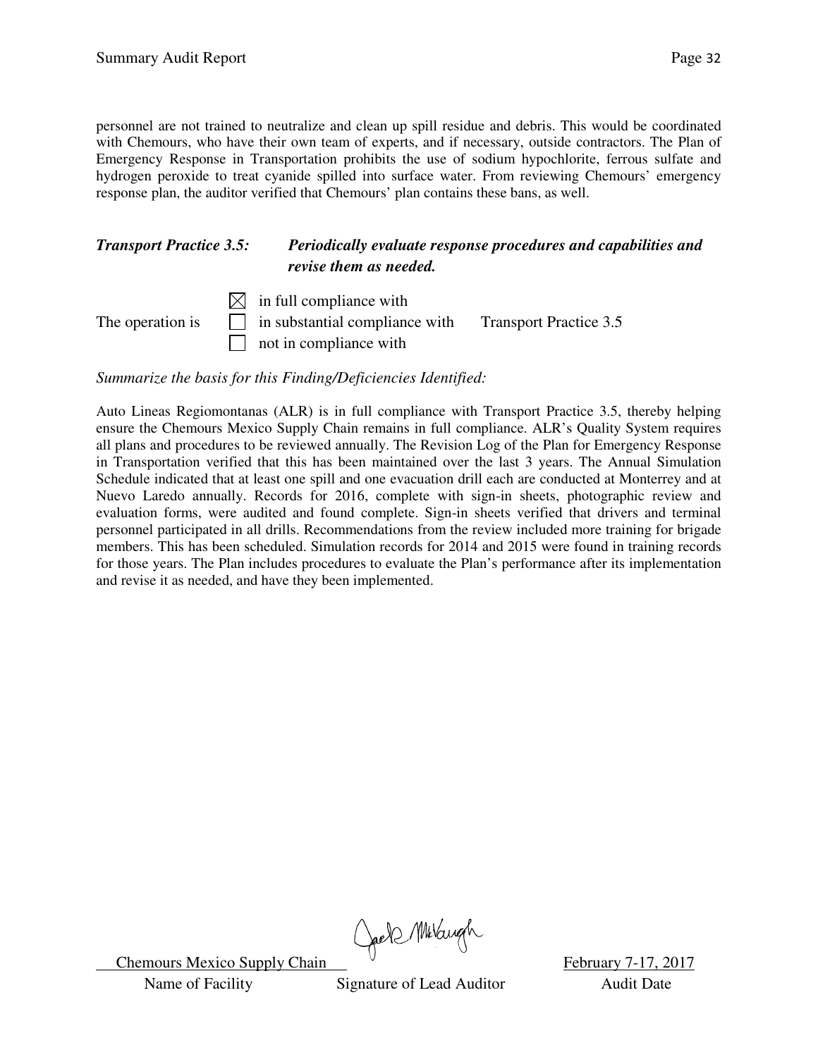personnel are not trained to neutralize and clean up spill residue and debris. This would be coordinated with Chemours, who have their own team of experts, and if necessary, outside contractors. The Plan of Emergency Response in Transportation prohibits the use of sodium hypochlorite, ferrous sulfate and hydrogen peroxide to treat cyanide spilled into surface water. From reviewing Chemours' emergency response plan, the auditor verified that Chemours' plan contains these bans, as well.

***Transport Practice 3.5: Periodically evaluate response procedures and capabilities and revise them as needed.***

The operation is

- ☒ in full compliance with
- ☐ in substantial compliance with
- ☐ not in compliance with

Transport Practice 3.5

*Summarize the basis for this Finding/Deficiencies Identified:*

Auto Lineas Regiomontanas (ALR) is in full compliance with Transport Practice 3.5, thereby helping ensure the Chemours Mexico Supply Chain remains in full compliance. ALR's Quality System requires all plans and procedures to be reviewed annually. The Revision Log of the Plan for Emergency Response in Transportation verified that this has been maintained over the last 3 years. The Annual Simulation Schedule indicated that at least one spill and one evacuation drill each are conducted at Monterrey and at Nuevo Laredo annually. Records for 2016, complete with sign-in sheets, photographic review and evaluation forms, were audited and found complete. Sign-in sheets verified that drivers and terminal personnel participated in all drills. Recommendations from the review included more training for brigade members. This has been scheduled. Simulation records for 2014 and 2015 were found in training records for those years. The Plan includes procedures to evaluate the Plan's performance after its implementation and revise it as needed, and have they been implemented.

| Chemours Mexico Supply Chain | [signature] | February 7-17, 2017 |
|---|---|---|
| Name of Facility | Signature of Lead Auditor | Audit Date |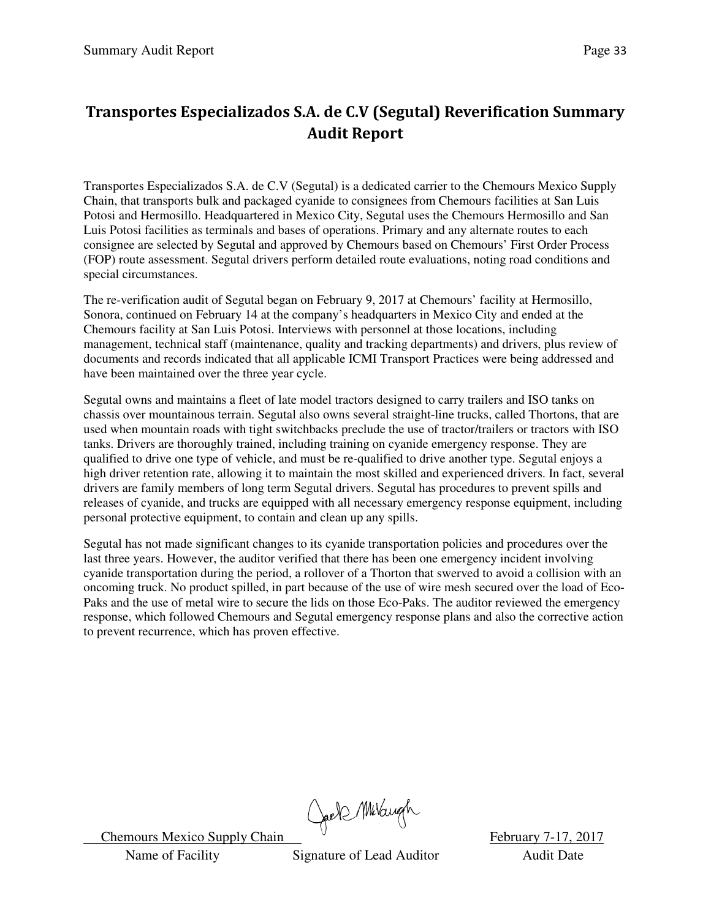# Transportes Especializados S.A. de C.V (Segutal) Reverification Summary Audit Report

Transportes Especializados S.A. de C.V (Segutal) is a dedicated carrier to the Chemours Mexico Supply Chain, that transports bulk and packaged cyanide to consignees from Chemours facilities at San Luis Potosi and Hermosillo. Headquartered in Mexico City, Segutal uses the Chemours Hermosillo and San Luis Potosi facilities as terminals and bases of operations. Primary and any alternate routes to each consignee are selected by Segutal and approved by Chemours based on Chemours' First Order Process (FOP) route assessment. Segutal drivers perform detailed route evaluations, noting road conditions and special circumstances.

The re-verification audit of Segutal began on February 9, 2017 at Chemours' facility at Hermosillo, Sonora, continued on February 14 at the company's headquarters in Mexico City and ended at the Chemours facility at San Luis Potosi. Interviews with personnel at those locations, including management, technical staff (maintenance, quality and tracking departments) and drivers, plus review of documents and records indicated that all applicable ICMI Transport Practices were being addressed and have been maintained over the three year cycle.

Segutal owns and maintains a fleet of late model tractors designed to carry trailers and ISO tanks on chassis over mountainous terrain. Segutal also owns several straight-line trucks, called Thortons, that are used when mountain roads with tight switchbacks preclude the use of tractor/trailers or tractors with ISO tanks. Drivers are thoroughly trained, including training on cyanide emergency response. They are qualified to drive one type of vehicle, and must be re-qualified to drive another type. Segutal enjoys a high driver retention rate, allowing it to maintain the most skilled and experienced drivers. In fact, several drivers are family members of long term Segutal drivers. Segutal has procedures to prevent spills and releases of cyanide, and trucks are equipped with all necessary emergency response equipment, including personal protective equipment, to contain and clean up any spills.

Segutal has not made significant changes to its cyanide transportation policies and procedures over the last three years. However, the auditor verified that there has been one emergency incident involving cyanide transportation during the period, a rollover of a Thorton that swerved to avoid a collision with an oncoming truck. No product spilled, in part because of the use of wire mesh secured over the load of Eco-Paks and the use of metal wire to secure the lids on those Eco-Paks. The auditor reviewed the emergency response, which followed Chemours and Segutal emergency response plans and also the corrective action to prevent recurrence, which has proven effective.

| Chemours Mexico Supply Chain | [Signature] | February 7-17, 2017 |
|---|---|---|
| Name of Facility | Signature of Lead Auditor | Audit Date |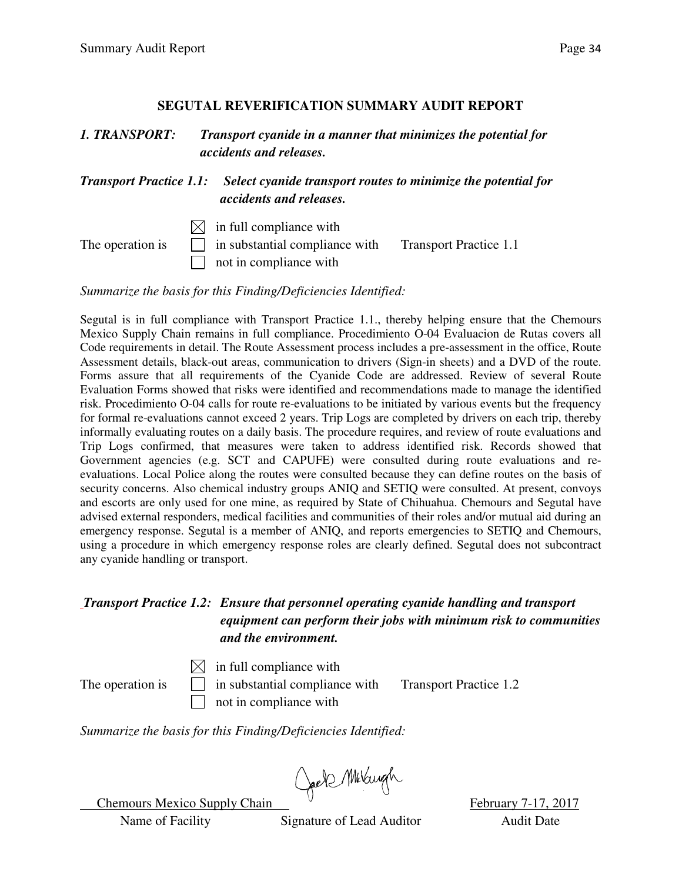## SEGUTAL REVERIFICATION SUMMARY AUDIT REPORT

***1. TRANSPORT: Transport cyanide in a manner that minimizes the potential for accidents and releases.***

***Transport Practice 1.1: Select cyanide transport routes to minimize the potential for accidents and releases.***

The operation is

- ☒ in full compliance with
- ☐ in substantial compliance with
- ☐ not in compliance with

Transport Practice 1.1

*Summarize the basis for this Finding/Deficiencies Identified:*

Segutal is in full compliance with Transport Practice 1.1., thereby helping ensure that the Chemours Mexico Supply Chain remains in full compliance. Procedimiento O-04 Evaluacion de Rutas covers all Code requirements in detail. The Route Assessment process includes a pre-assessment in the office, Route Assessment details, black-out areas, communication to drivers (Sign-in sheets) and a DVD of the route. Forms assure that all requirements of the Cyanide Code are addressed. Review of several Route Evaluation Forms showed that risks were identified and recommendations made to manage the identified risk. Procedimiento O-04 calls for route re-evaluations to be initiated by various events but the frequency for formal re-evaluations cannot exceed 2 years. Trip Logs are completed by drivers on each trip, thereby informally evaluating routes on a daily basis. The procedure requires, and review of route evaluations and Trip Logs confirmed, that measures were taken to address identified risk. Records showed that Government agencies (e.g. SCT and CAPUFE) were consulted during route evaluations and re-evaluations. Local Police along the routes were consulted because they can define routes on the basis of security concerns. Also chemical industry groups ANIQ and SETIQ were consulted. At present, convoys and escorts are only used for one mine, as required by State of Chihuahua. Chemours and Segutal have advised external responders, medical facilities and communities of their roles and/or mutual aid during an emergency response. Segutal is a member of ANIQ, and reports emergencies to SETIQ and Chemours, using a procedure in which emergency response roles are clearly defined. Segutal does not subcontract any cyanide handling or transport.

***Transport Practice 1.2: Ensure that personnel operating cyanide handling and transport equipment can perform their jobs with minimum risk to communities and the environment.***

The operation is

- ☒ in full compliance with
- ☐ in substantial compliance with
- ☐ not in compliance with

Transport Practice 1.2

*Summarize the basis for this Finding/Deficiencies Identified:*

| Chemours Mexico Supply Chain | [signature] | February 7-17, 2017 |
|---|---|---|
| Name of Facility | Signature of Lead Auditor | Audit Date |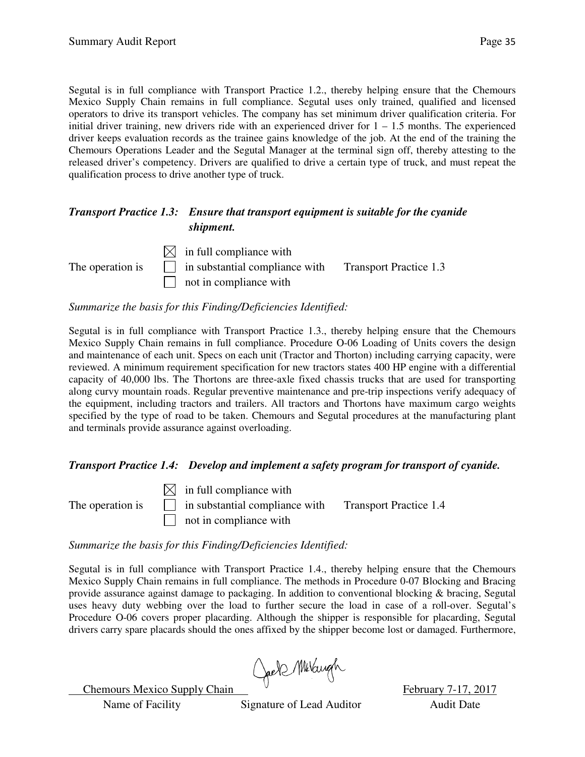Segutal is in full compliance with Transport Practice 1.2., thereby helping ensure that the Chemours Mexico Supply Chain remains in full compliance. Segutal uses only trained, qualified and licensed operators to drive its transport vehicles. The company has set minimum driver qualification criteria. For initial driver training, new drivers ride with an experienced driver for 1 – 1.5 months. The experienced driver keeps evaluation records as the trainee gains knowledge of the job. At the end of the training the Chemours Operations Leader and the Segutal Manager at the terminal sign off, thereby attesting to the released driver's competency. Drivers are qualified to drive a certain type of truck, and must repeat the qualification process to drive another type of truck.

***Transport Practice 1.3: Ensure that transport equipment is suitable for the cyanide shipment.***

The operation is

- ☒ in full compliance with
- ☐ in substantial compliance with
- ☐ not in compliance with

Transport Practice 1.3

*Summarize the basis for this Finding/Deficiencies Identified:*

Segutal is in full compliance with Transport Practice 1.3., thereby helping ensure that the Chemours Mexico Supply Chain remains in full compliance. Procedure O-06 Loading of Units covers the design and maintenance of each unit. Specs on each unit (Tractor and Thorton) including carrying capacity, were reviewed. A minimum requirement specification for new tractors states 400 HP engine with a differential capacity of 40,000 lbs. The Thortons are three-axle fixed chassis trucks that are used for transporting along curvy mountain roads. Regular preventive maintenance and pre-trip inspections verify adequacy of the equipment, including tractors and trailers. All tractors and Thortons have maximum cargo weights specified by the type of road to be taken. Chemours and Segutal procedures at the manufacturing plant and terminals provide assurance against overloading.

***Transport Practice 1.4: Develop and implement a safety program for transport of cyanide.***

The operation is

- ☒ in full compliance with
- ☐ in substantial compliance with
- ☐ not in compliance with

Transport Practice 1.4

*Summarize the basis for this Finding/Deficiencies Identified:*

Segutal is in full compliance with Transport Practice 1.4., thereby helping ensure that the Chemours Mexico Supply Chain remains in full compliance. The methods in Procedure 0-07 Blocking and Bracing provide assurance against damage to packaging. In addition to conventional blocking & bracing, Segutal uses heavy duty webbing over the load to further secure the load in case of a roll-over. Segutal's Procedure O-06 covers proper placarding. Although the shipper is responsible for placarding, Segutal drivers carry spare placards should the ones affixed by the shipper become lost or damaged. Furthermore,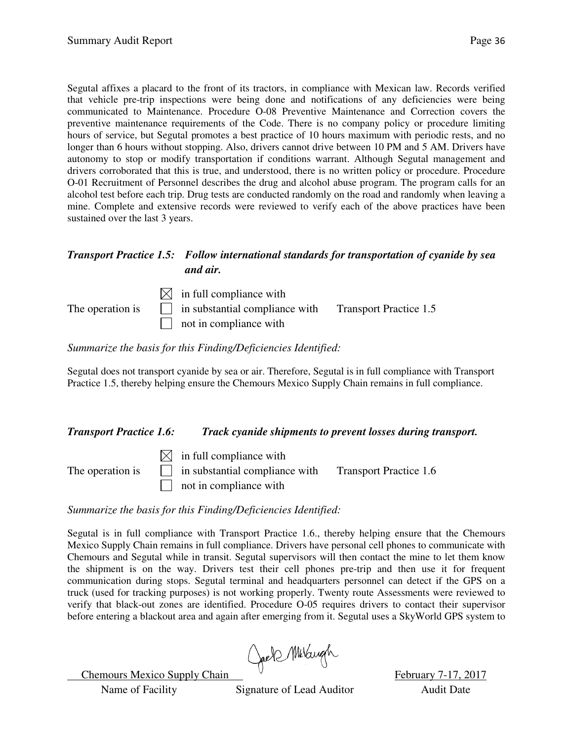Segutal affixes a placard to the front of its tractors, in compliance with Mexican law. Records verified that vehicle pre-trip inspections were being done and notifications of any deficiencies were being communicated to Maintenance. Procedure O-08 Preventive Maintenance and Correction covers the preventive maintenance requirements of the Code. There is no company policy or procedure limiting hours of service, but Segutal promotes a best practice of 10 hours maximum with periodic rests, and no longer than 6 hours without stopping. Also, drivers cannot drive between 10 PM and 5 AM. Drivers have autonomy to stop or modify transportation if conditions warrant. Although Segutal management and drivers corroborated that this is true, and understood, there is no written policy or procedure. Procedure O-01 Recruitment of Personnel describes the drug and alcohol abuse program. The program calls for an alcohol test before each trip. Drug tests are conducted randomly on the road and randomly when leaving a mine. Complete and extensive records were reviewed to verify each of the above practices have been sustained over the last 3 years.

### *Transport Practice 1.5: Follow international standards for transportation of cyanide by sea and air.*

The operation is

- ☒ in full compliance with
- ☐ in substantial compliance with
- ☐ not in compliance with

Transport Practice 1.5

*Summarize the basis for this Finding/Deficiencies Identified:*

Segutal does not transport cyanide by sea or air. Therefore, Segutal is in full compliance with Transport Practice 1.5, thereby helping ensure the Chemours Mexico Supply Chain remains in full compliance.

### *Transport Practice 1.6: Track cyanide shipments to prevent losses during transport.*

The operation is

- ☒ in full compliance with
- ☐ in substantial compliance with
- ☐ not in compliance with

Transport Practice 1.6

*Summarize the basis for this Finding/Deficiencies Identified:*

Segutal is in full compliance with Transport Practice 1.6., thereby helping ensure that the Chemours Mexico Supply Chain remains in full compliance. Drivers have personal cell phones to communicate with Chemours and Segutal while in transit. Segutal supervisors will then contact the mine to let them know the shipment is on the way. Drivers test their cell phones pre-trip and then use it for frequent communication during stops. Segutal terminal and headquarters personnel can detect if the GPS on a truck (used for tracking purposes) is not working properly. Twenty route Assessments were reviewed to verify that black-out zones are identified. Procedure O-05 requires drivers to contact their supervisor before entering a blackout area and again after emerging from it. Segutal uses a SkyWorld GPS system to

| Chemours Mexico Supply Chain | | February 7-17, 2017 |
|---|---|---|
| Name of Facility | Signature of Lead Auditor | Audit Date |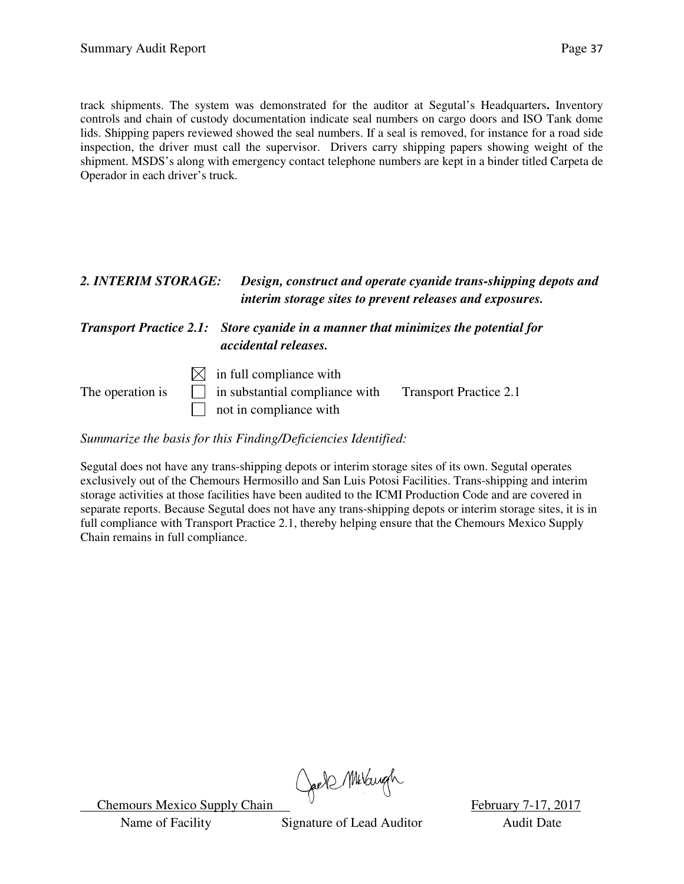track shipments. The system was demonstrated for the auditor at Segutal's Headquarters**.** Inventory controls and chain of custody documentation indicate seal numbers on cargo doors and ISO Tank dome lids. Shipping papers reviewed showed the seal numbers. If a seal is removed, for instance for a road side inspection, the driver must call the supervisor. Drivers carry shipping papers showing weight of the shipment. MSDS's along with emergency contact telephone numbers are kept in a binder titled Carpeta de Operador in each driver's truck.

***2. INTERIM STORAGE: Design, construct and operate cyanide trans-shipping depots and interim storage sites to prevent releases and exposures.***

***Transport Practice 2.1: Store cyanide in a manner that minimizes the potential for accidental releases.***

The operation is
- ☒ in full compliance with
- ☐ in substantial compliance with
- ☐ not in compliance with

Transport Practice 2.1

*Summarize the basis for this Finding/Deficiencies Identified:*

Segutal does not have any trans-shipping depots or interim storage sites of its own. Segutal operates exclusively out of the Chemours Hermosillo and San Luis Potosi Facilities. Trans-shipping and interim storage activities at those facilities have been audited to the ICMI Production Code and are covered in separate reports. Because Segutal does not have any trans-shipping depots or interim storage sites, it is in full compliance with Transport Practice 2.1, thereby helping ensure that the Chemours Mexico Supply Chain remains in full compliance.

| Chemours Mexico Supply Chain | [Signature] | February 7-17, 2017 |
|---|---|---|
| Name of Facility | Signature of Lead Auditor | Audit Date |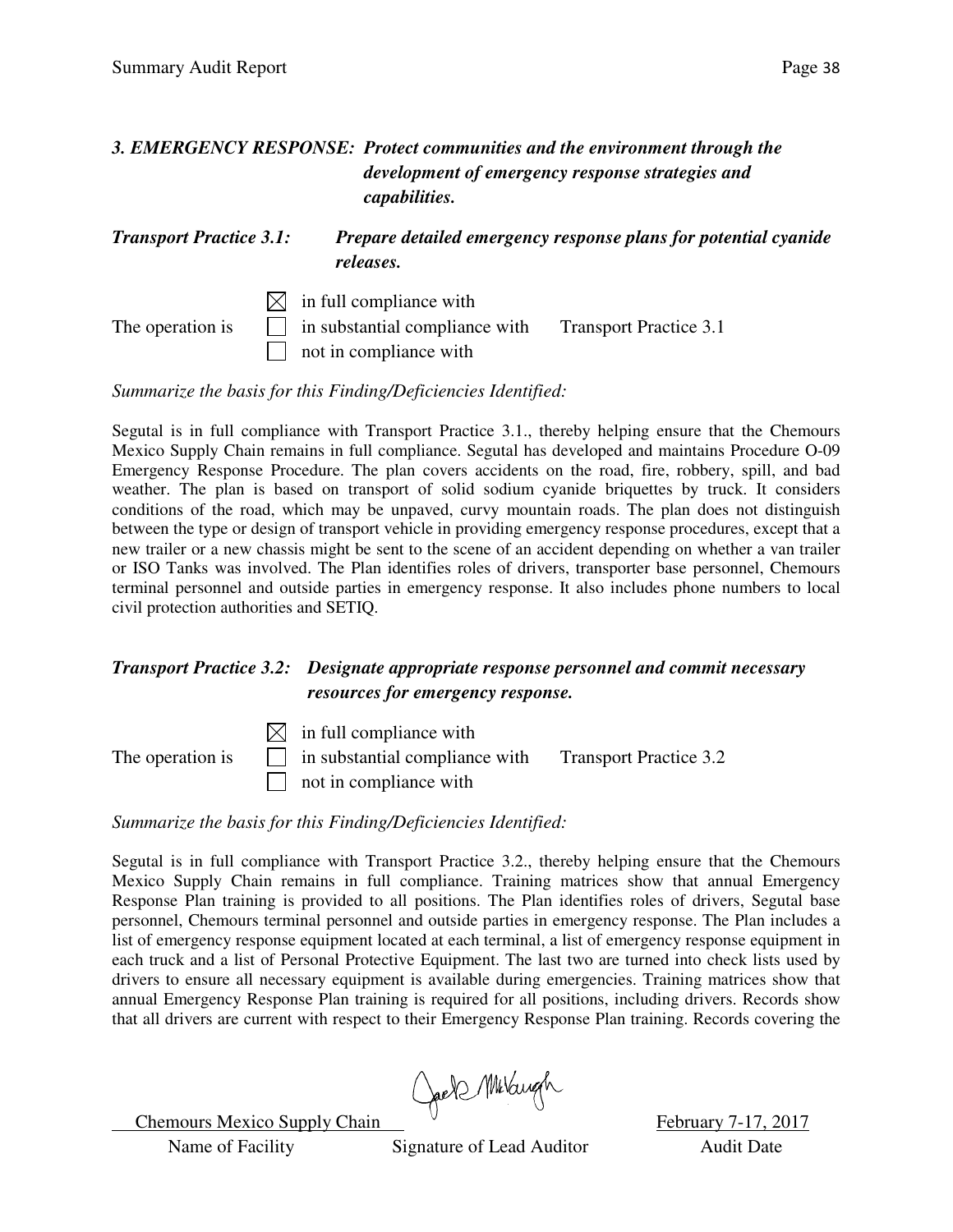### *3. EMERGENCY RESPONSE: Protect communities and the environment through the development of emergency response strategies and capabilities.*

***Transport Practice 3.1: Prepare detailed emergency response plans for potential cyanide releases.***

The operation is
- ☒ in full compliance with
- ☐ in substantial compliance with
- ☐ not in compliance with

Transport Practice 3.1

*Summarize the basis for this Finding/Deficiencies Identified:*

Segutal is in full compliance with Transport Practice 3.1., thereby helping ensure that the Chemours Mexico Supply Chain remains in full compliance. Segutal has developed and maintains Procedure O-09 Emergency Response Procedure. The plan covers accidents on the road, fire, robbery, spill, and bad weather. The plan is based on transport of solid sodium cyanide briquettes by truck. It considers conditions of the road, which may be unpaved, curvy mountain roads. The plan does not distinguish between the type or design of transport vehicle in providing emergency response procedures, except that a new trailer or a new chassis might be sent to the scene of an accident depending on whether a van trailer or ISO Tanks was involved. The Plan identifies roles of drivers, transporter base personnel, Chemours terminal personnel and outside parties in emergency response. It also includes phone numbers to local civil protection authorities and SETIQ.

***Transport Practice 3.2: Designate appropriate response personnel and commit necessary resources for emergency response.***

The operation is
- ☒ in full compliance with
- ☐ in substantial compliance with
- ☐ not in compliance with

Transport Practice 3.2

*Summarize the basis for this Finding/Deficiencies Identified:*

Segutal is in full compliance with Transport Practice 3.2., thereby helping ensure that the Chemours Mexico Supply Chain remains in full compliance. Training matrices show that annual Emergency Response Plan training is provided to all positions. The Plan identifies roles of drivers, Segutal base personnel, Chemours terminal personnel and outside parties in emergency response. The Plan includes a list of emergency response equipment located at each terminal, a list of emergency response equipment in each truck and a list of Personal Protective Equipment. The last two are turned into check lists used by drivers to ensure all necessary equipment is available during emergencies. Training matrices show that annual Emergency Response Plan training is required for all positions, including drivers. Records show that all drivers are current with respect to their Emergency Response Plan training. Records covering the

| Chemours Mexico Supply Chain | [signature] | February 7-17, 2017 |
|---|---|---|
| Name of Facility | Signature of Lead Auditor | Audit Date |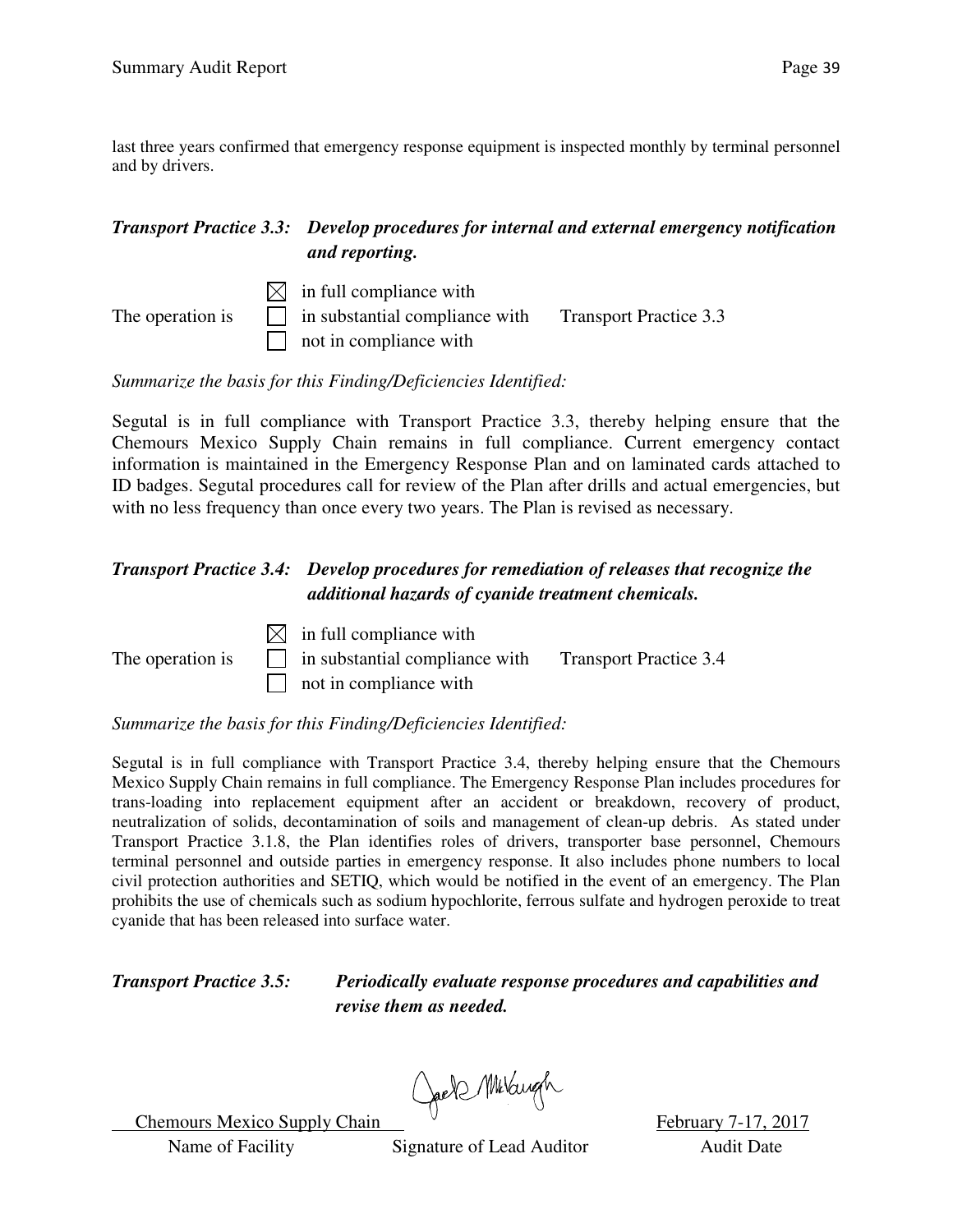last three years confirmed that emergency response equipment is inspected monthly by terminal personnel and by drivers.

***Transport Practice 3.3: Develop procedures for internal and external emergency notification and reporting.***

The operation is

- ☒ in full compliance with
- ☐ in substantial compliance with
- ☐ not in compliance with

Transport Practice 3.3

*Summarize the basis for this Finding/Deficiencies Identified:*

Segutal is in full compliance with Transport Practice 3.3, thereby helping ensure that the Chemours Mexico Supply Chain remains in full compliance. Current emergency contact information is maintained in the Emergency Response Plan and on laminated cards attached to ID badges. Segutal procedures call for review of the Plan after drills and actual emergencies, but with no less frequency than once every two years. The Plan is revised as necessary.

***Transport Practice 3.4: Develop procedures for remediation of releases that recognize the additional hazards of cyanide treatment chemicals.***

The operation is

- ☒ in full compliance with
- ☐ in substantial compliance with
- ☐ not in compliance with

Transport Practice 3.4

*Summarize the basis for this Finding/Deficiencies Identified:*

Segutal is in full compliance with Transport Practice 3.4, thereby helping ensure that the Chemours Mexico Supply Chain remains in full compliance. The Emergency Response Plan includes procedures for trans-loading into replacement equipment after an accident or breakdown, recovery of product, neutralization of solids, decontamination of soils and management of clean-up debris. As stated under Transport Practice 3.1.8, the Plan identifies roles of drivers, transporter base personnel, Chemours terminal personnel and outside parties in emergency response. It also includes phone numbers to local civil protection authorities and SETIQ, which would be notified in the event of an emergency. The Plan prohibits the use of chemicals such as sodium hypochlorite, ferrous sulfate and hydrogen peroxide to treat cyanide that has been released into surface water.

***Transport Practice 3.5: Periodically evaluate response procedures and capabilities and revise them as needed.***

| Chemours Mexico Supply Chain | Jack McVaugh | February 7-17, 2017 |
|---|---|---|
| Name of Facility | Signature of Lead Auditor | Audit Date |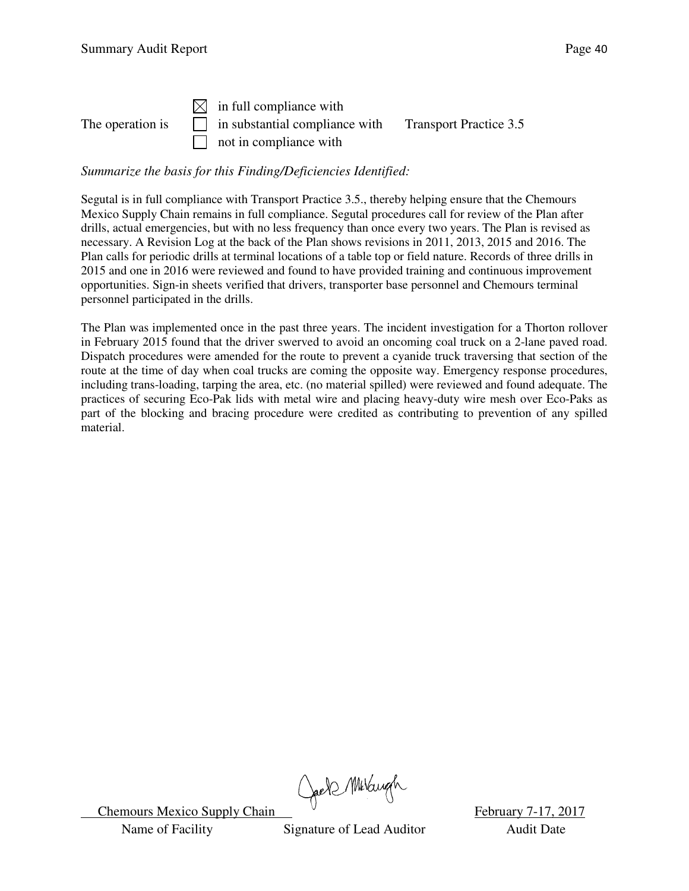The operation is

- [x] in full compliance with
- [ ] in substantial compliance with
- [ ] not in compliance with

Transport Practice 3.5

*Summarize the basis for this Finding/Deficiencies Identified:*

Segutal is in full compliance with Transport Practice 3.5., thereby helping ensure that the Chemours Mexico Supply Chain remains in full compliance. Segutal procedures call for review of the Plan after drills, actual emergencies, but with no less frequency than once every two years. The Plan is revised as necessary. A Revision Log at the back of the Plan shows revisions in 2011, 2013, 2015 and 2016. The Plan calls for periodic drills at terminal locations of a table top or field nature. Records of three drills in 2015 and one in 2016 were reviewed and found to have provided training and continuous improvement opportunities. Sign-in sheets verified that drivers, transporter base personnel and Chemours terminal personnel participated in the drills.

The Plan was implemented once in the past three years. The incident investigation for a Thorton rollover in February 2015 found that the driver swerved to avoid an oncoming coal truck on a 2-lane paved road. Dispatch procedures were amended for the route to prevent a cyanide truck traversing that section of the route at the time of day when coal trucks are coming the opposite way. Emergency response procedures, including trans-loading, tarping the area, etc. (no material spilled) were reviewed and found adequate. The practices of securing Eco-Pak lids with metal wire and placing heavy-duty wire mesh over Eco-Paks as part of the blocking and bracing procedure were credited as contributing to prevention of any spilled material.

| Chemours Mexico Supply Chain | Jack McVaugh | February 7-17, 2017 |
|---|---|---|
| Name of Facility | Signature of Lead Auditor | Audit Date |